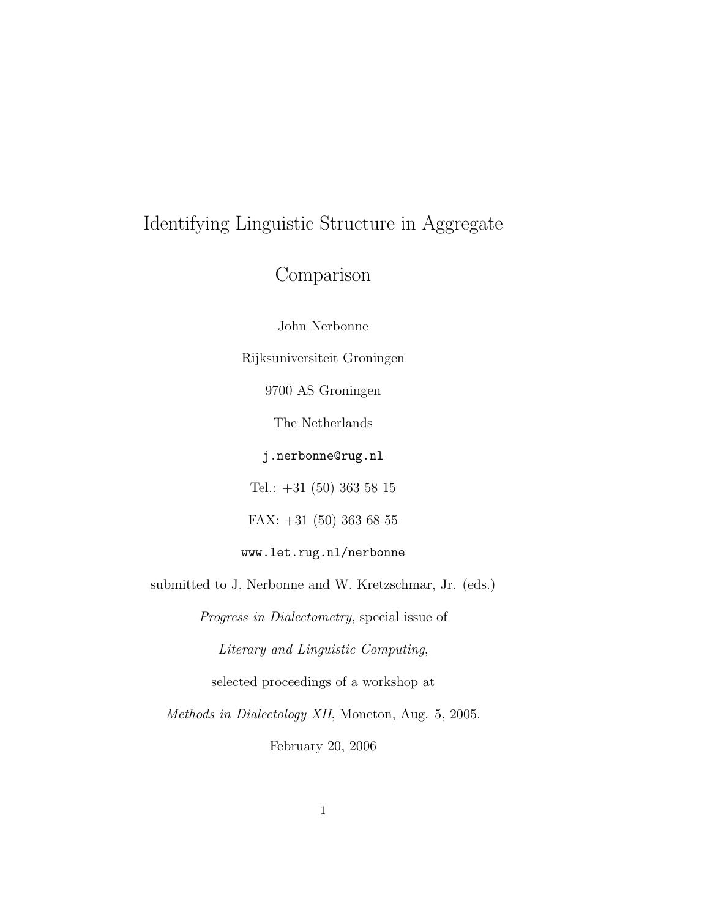# Identifying Linguistic Structure in Aggregate Comparison

John Nerbonne

Rijksuniversiteit Groningen

9700 AS Groningen

The Netherlands

`j.nerbonne@rug.nl`

Tel.: +31 (50) 363 58 15

FAX: +31 (50) 363 68 55

`www.let.rug.nl/nerbonne`

submitted to J. Nerbonne and W. Kretzschmar, Jr. (eds.)

*Progress in Dialectometry*, special issue of

*Literary and Linguistic Computing*,

selected proceedings of a workshop at

*Methods in Dialectology XII*, Moncton, Aug. 5, 2005.

February 20, 2006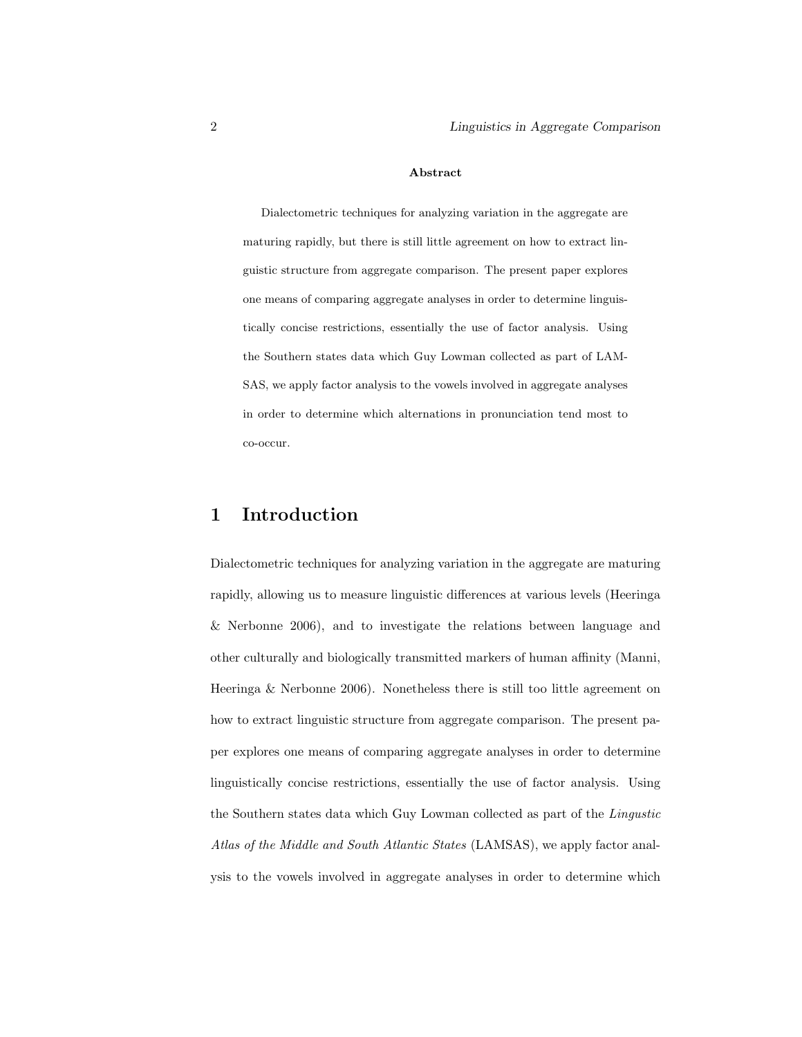**Abstract**

Dialectometric techniques for analyzing variation in the aggregate are maturing rapidly, but there is still little agreement on how to extract linguistic structure from aggregate comparison. The present paper explores one means of comparing aggregate analyses in order to determine linguistically concise restrictions, essentially the use of factor analysis. Using the Southern states data which Guy Lowman collected as part of LAMSAS, we apply factor analysis to the vowels involved in aggregate analyses in order to determine which alternations in pronunciation tend most to co-occur.

# 1 Introduction

Dialectometric techniques for analyzing variation in the aggregate are maturing rapidly, allowing us to measure linguistic differences at various levels (Heeringa & Nerbonne 2006), and to investigate the relations between language and other culturally and biologically transmitted markers of human affinity (Manni, Heeringa & Nerbonne 2006). Nonetheless there is still too little agreement on how to extract linguistic structure from aggregate comparison. The present paper explores one means of comparing aggregate analyses in order to determine linguistically concise restrictions, essentially the use of factor analysis. Using the Southern states data which Guy Lowman collected as part of the *Lingustic Atlas of the Middle and South Atlantic States* (LAMSAS), we apply factor analysis to the vowels involved in aggregate analyses in order to determine which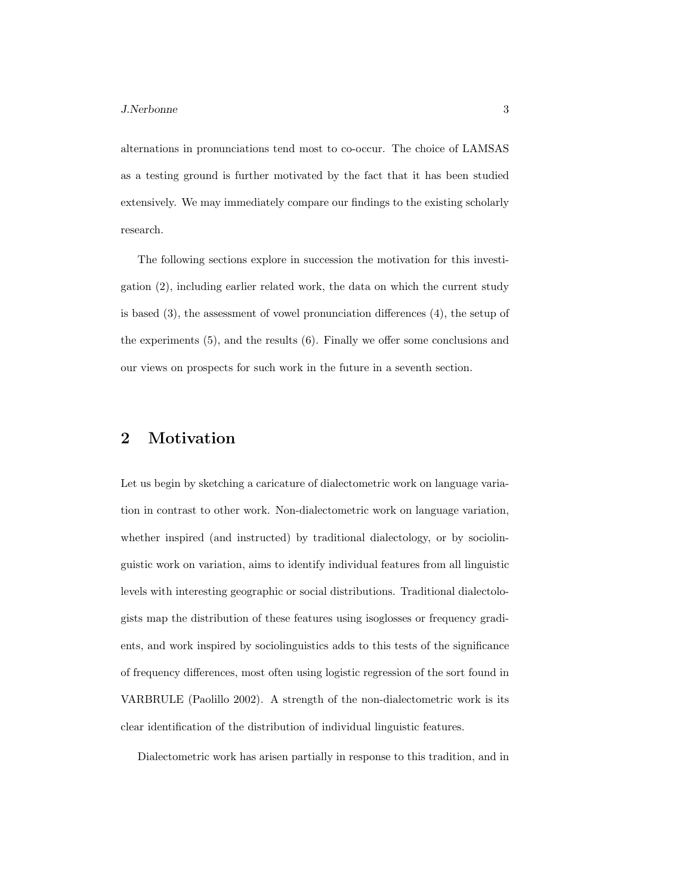alternations in pronunciations tend most to co-occur. The choice of LAMSAS as a testing ground is further motivated by the fact that it has been studied extensively. We may immediately compare our findings to the existing scholarly research.

The following sections explore in succession the motivation for this investigation (2), including earlier related work, the data on which the current study is based (3), the assessment of vowel pronunciation differences (4), the setup of the experiments (5), and the results (6). Finally we offer some conclusions and our views on prospects for such work in the future in a seventh section.

## 2 Motivation

Let us begin by sketching a caricature of dialectometric work on language variation in contrast to other work. Non-dialectometric work on language variation, whether inspired (and instructed) by traditional dialectology, or by sociolinguistic work on variation, aims to identify individual features from all linguistic levels with interesting geographic or social distributions. Traditional dialectologists map the distribution of these features using isoglosses or frequency gradients, and work inspired by sociolinguistics adds to this tests of the significance of frequency differences, most often using logistic regression of the sort found in VARBRULE (Paolillo 2002). A strength of the non-dialectometric work is its clear identification of the distribution of individual linguistic features.

Dialectometric work has arisen partially in response to this tradition, and in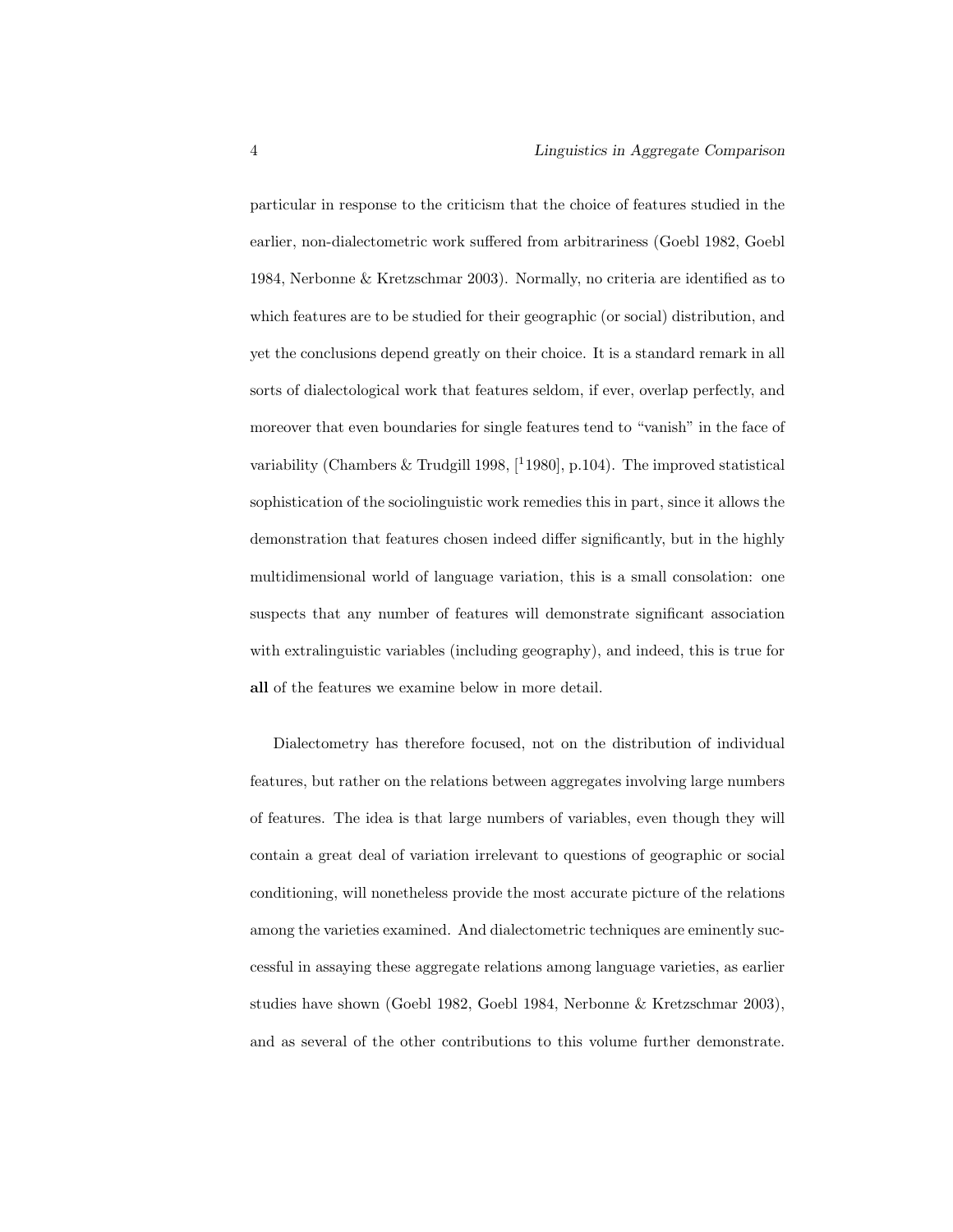particular in response to the criticism that the choice of features studied in the earlier, non-dialectometric work suffered from arbitrariness (Goebl 1982, Goebl 1984, Nerbonne & Kretzschmar 2003). Normally, no criteria are identified as to which features are to be studied for their geographic (or social) distribution, and yet the conclusions depend greatly on their choice. It is a standard remark in all sorts of dialectological work that features seldom, if ever, overlap perfectly, and moreover that even boundaries for single features tend to "vanish" in the face of variability (Chambers & Trudgill 1998, [[1]1980], p.104). The improved statistical sophistication of the sociolinguistic work remedies this in part, since it allows the demonstration that features chosen indeed differ significantly, but in the highly multidimensional world of language variation, this is a small consolation: one suspects that any number of features will demonstrate significant association with extralinguistic variables (including geography), and indeed, this is true for **all** of the features we examine below in more detail.

Dialectometry has therefore focused, not on the distribution of individual features, but rather on the relations between aggregates involving large numbers of features. The idea is that large numbers of variables, even though they will contain a great deal of variation irrelevant to questions of geographic or social conditioning, will nonetheless provide the most accurate picture of the relations among the varieties examined. And dialectometric techniques are eminently successful in assaying these aggregate relations among language varieties, as earlier studies have shown (Goebl 1982, Goebl 1984, Nerbonne & Kretzschmar 2003), and as several of the other contributions to this volume further demonstrate.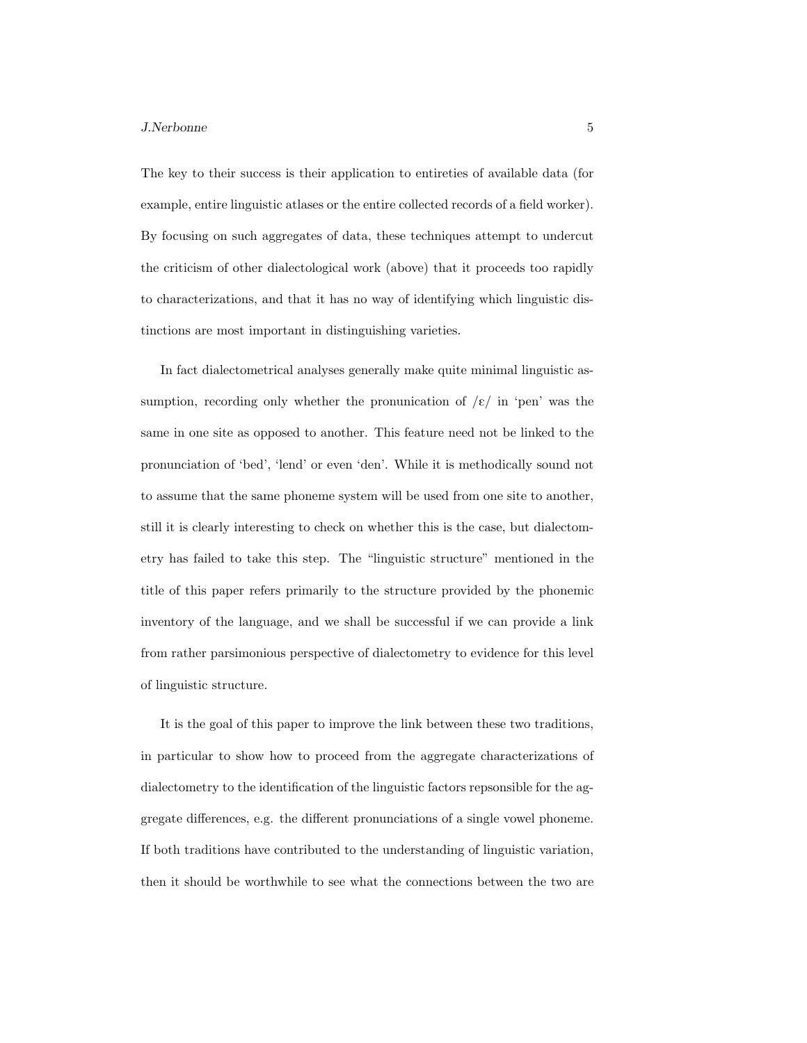The key to their success is their application to entireties of available data (for example, entire linguistic atlases or the entire collected records of a field worker). By focusing on such aggregates of data, these techniques attempt to undercut the criticism of other dialectological work (above) that it proceeds too rapidly to characterizations, and that it has no way of identifying which linguistic distinctions are most important in distinguishing varieties.

In fact dialectometrical analyses generally make quite minimal linguistic assumption, recording only whether the pronunication of /ɛ/ in 'pen' was the same in one site as opposed to another. This feature need not be linked to the pronunciation of 'bed', 'lend' or even 'den'. While it is methodically sound not to assume that the same phoneme system will be used from one site to another, still it is clearly interesting to check on whether this is the case, but dialectometry has failed to take this step. The "linguistic structure" mentioned in the title of this paper refers primarily to the structure provided by the phonemic inventory of the language, and we shall be successful if we can provide a link from rather parsimonious perspective of dialectometry to evidence for this level of linguistic structure.

It is the goal of this paper to improve the link between these two traditions, in particular to show how to proceed from the aggregate characterizations of dialectometry to the identification of the linguistic factors repsonsible for the aggregate differences, e.g. the different pronunciations of a single vowel phoneme. If both traditions have contributed to the understanding of linguistic variation, then it should be worthwhile to see what the connections between the two are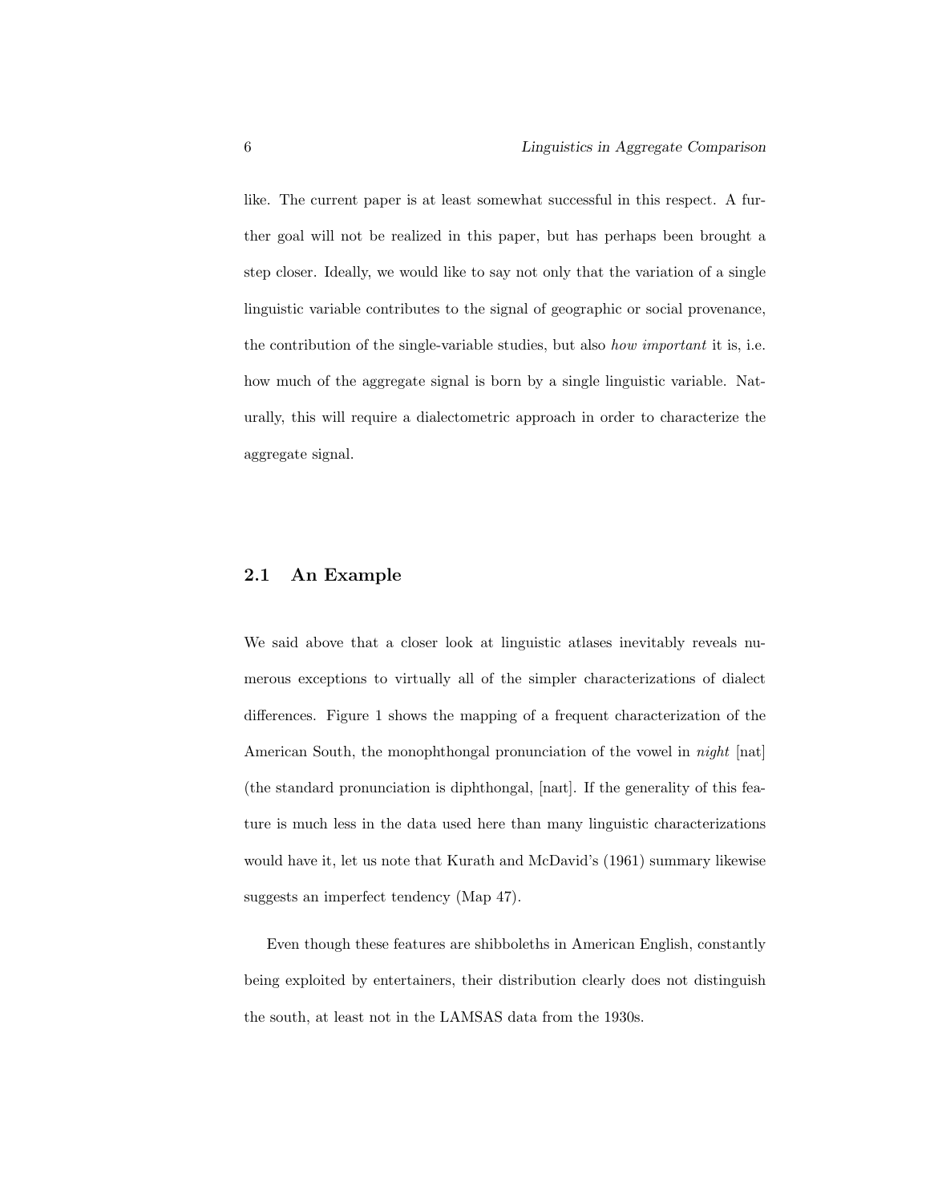like. The current paper is at least somewhat successful in this respect. A further goal will not be realized in this paper, but has perhaps been brought a step closer. Ideally, we would like to say not only that the variation of a single linguistic variable contributes to the signal of geographic or social provenance, the contribution of the single-variable studies, but also *how important* it is, i.e. how much of the aggregate signal is born by a single linguistic variable. Naturally, this will require a dialectometric approach in order to characterize the aggregate signal.

## 2.1 An Example

We said above that a closer look at linguistic atlases inevitably reveals numerous exceptions to virtually all of the simpler characterizations of dialect differences. Figure 1 shows the mapping of a frequent characterization of the American South, the monophthongal pronunciation of the vowel in *night* [nat] (the standard pronunciation is diphthongal, [naɪt]. If the generality of this feature is much less in the data used here than many linguistic characterizations would have it, let us note that Kurath and McDavid's (1961) summary likewise suggests an imperfect tendency (Map 47).

Even though these features are shibboleths in American English, constantly being exploited by entertainers, their distribution clearly does not distinguish the south, at least not in the LAMSAS data from the 1930s.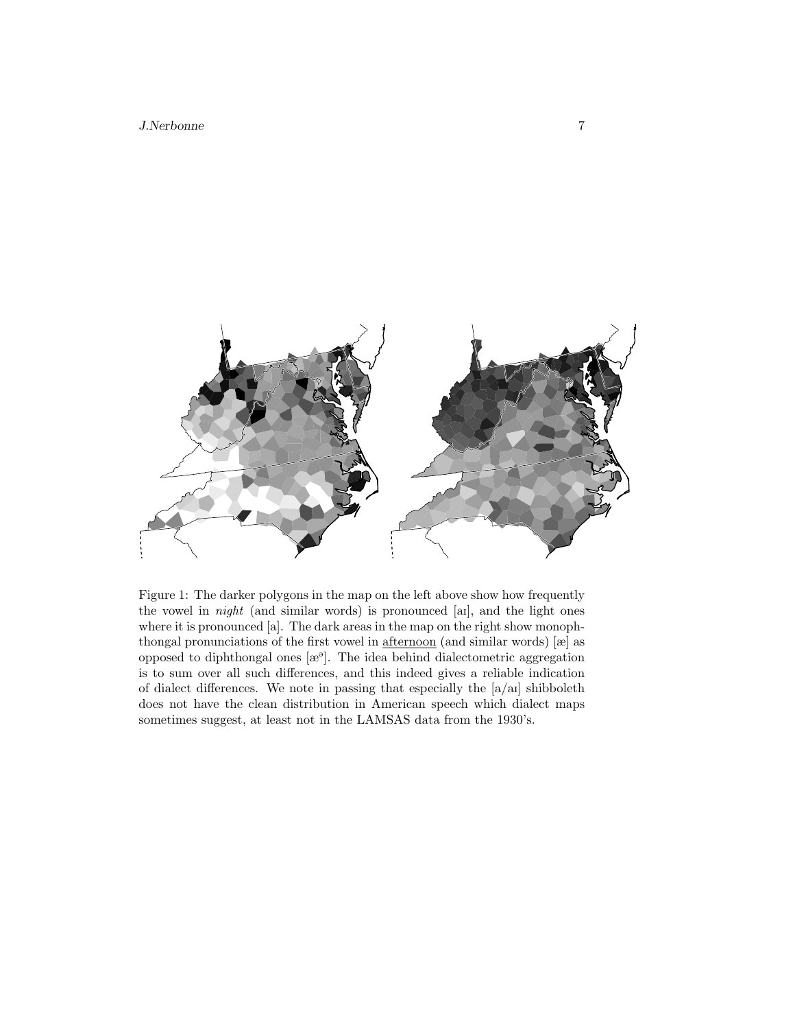Figure 1: The darker polygons in the map on the left above show how frequently the vowel in *night* (and similar words) is pronounced [aɪ], and the light ones where it is pronounced [a]. The dark areas in the map on the right show monophthongal pronunciations of the first vowel in <u>afternoon</u> (and similar words) [æ] as opposed to diphthongal ones [æᵊ]. The idea behind dialectometric aggregation is to sum over all such differences, and this indeed gives a reliable indication of dialect differences. We note in passing that especially the [a/aɪ] shibboleth does not have the clean distribution in American speech which dialect maps sometimes suggest, at least not in the LAMSAS data from the 1930's.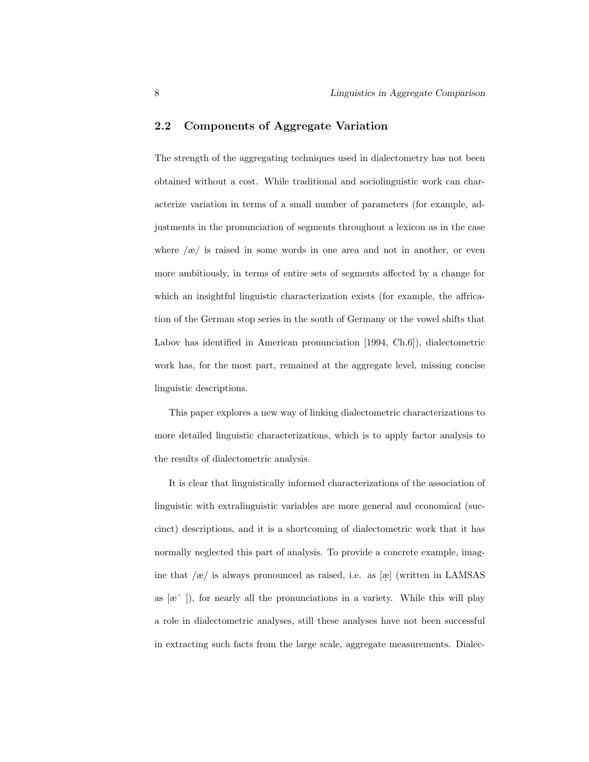## 2.2 Components of Aggregate Variation

The strength of the aggregating techniques used in dialectometry has not been obtained without a cost. While traditional and sociolinguistic work can characterize variation in terms of a small number of parameters (for example, adjustments in the pronunciation of segments throughout a lexicon as in the case where /æ/ is raised in some words in one area and not in another, or even more ambitiously, in terms of entire sets of segments affected by a change for which an insightful linguistic characterization exists (for example, the affrication of the German stop series in the south of Germany or the vowel shifts that Labov has identified in American pronunciation [1994, Ch.6]), dialectometric work has, for the most part, remained at the aggregate level, missing concise linguistic descriptions.

This paper explores a new way of linking dialectometric characterizations to more detailed linguistic characterizations, which is to apply factor analysis to the results of dialectometric analysis.

It is clear that linguistically informed characterizations of the association of linguistic with extralinguistic variables are more general and economical (succinct) descriptions, and it is a shortcoming of dialectometric work that it has normally neglected this part of analysis. To provide a concrete example, imagine that /æ/ is always pronounced as raised, i.e. as [æ̝] (written in LAMSAS as [æˆ ]), for nearly all the pronunciations in a variety. While this will play a role in dialectometric analyses, still these analyses have not been successful in extracting such facts from the large scale, aggregate measurements. Dialec-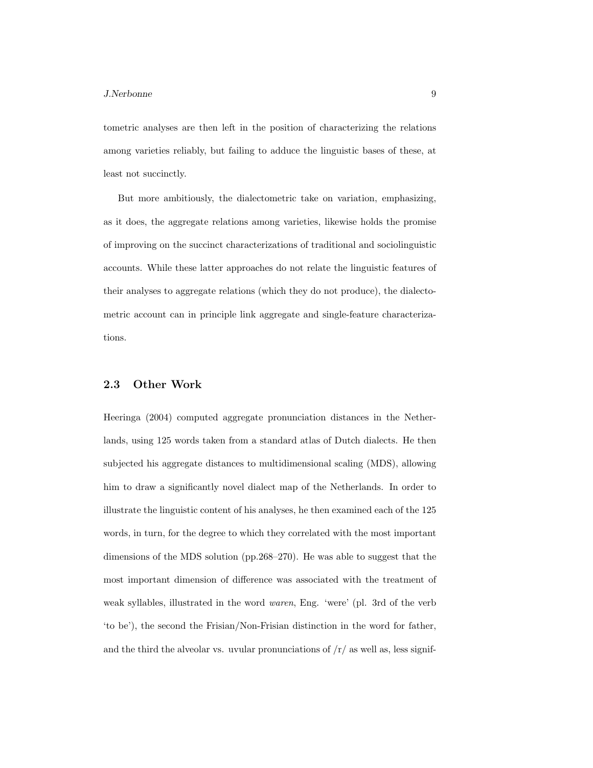tometric analyses are then left in the position of characterizing the relations among varieties reliably, but failing to adduce the linguistic bases of these, at least not succinctly.

But more ambitiously, the dialectometric take on variation, emphasizing, as it does, the aggregate relations among varieties, likewise holds the promise of improving on the succinct characterizations of traditional and sociolinguistic accounts. While these latter approaches do not relate the linguistic features of their analyses to aggregate relations (which they do not produce), the dialectometric account can in principle link aggregate and single-feature characterizations.

## 2.3 Other Work

Heeringa (2004) computed aggregate pronunciation distances in the Netherlands, using 125 words taken from a standard atlas of Dutch dialects. He then subjected his aggregate distances to multidimensional scaling (MDS), allowing him to draw a significantly novel dialect map of the Netherlands. In order to illustrate the linguistic content of his analyses, he then examined each of the 125 words, in turn, for the degree to which they correlated with the most important dimensions of the MDS solution (pp.268–270). He was able to suggest that the most important dimension of difference was associated with the treatment of weak syllables, illustrated in the word *waren*, Eng. 'were' (pl. 3rd of the verb 'to be'), the second the Frisian/Non-Frisian distinction in the word for father, and the third the alveolar vs. uvular pronunciations of /r/ as well as, less signif-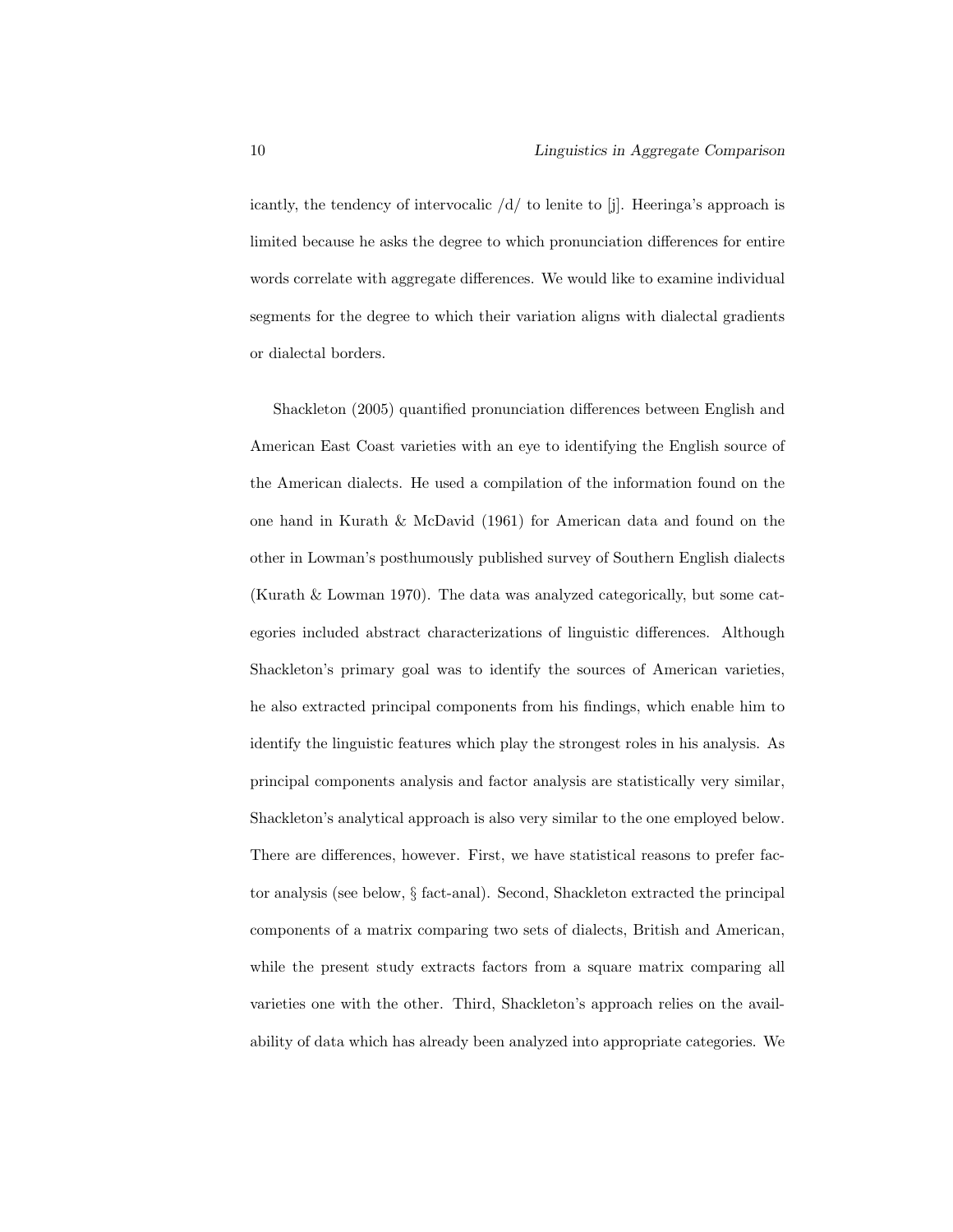icantly, the tendency of intervocalic /d/ to lenite to [j]. Heeringa's approach is limited because he asks the degree to which pronunciation differences for entire words correlate with aggregate differences. We would like to examine individual segments for the degree to which their variation aligns with dialectal gradients or dialectal borders.

Shackleton (2005) quantified pronunciation differences between English and American East Coast varieties with an eye to identifying the English source of the American dialects. He used a compilation of the information found on the one hand in Kurath & McDavid (1961) for American data and found on the other in Lowman's posthumously published survey of Southern English dialects (Kurath & Lowman 1970). The data was analyzed categorically, but some categories included abstract characterizations of linguistic differences. Although Shackleton's primary goal was to identify the sources of American varieties, he also extracted principal components from his findings, which enable him to identify the linguistic features which play the strongest roles in his analysis. As principal components analysis and factor analysis are statistically very similar, Shackleton's analytical approach is also very similar to the one employed below. There are differences, however. First, we have statistical reasons to prefer factor analysis (see below, § fact-anal). Second, Shackleton extracted the principal components of a matrix comparing two sets of dialects, British and American, while the present study extracts factors from a square matrix comparing all varieties one with the other. Third, Shackleton's approach relies on the availability of data which has already been analyzed into appropriate categories. We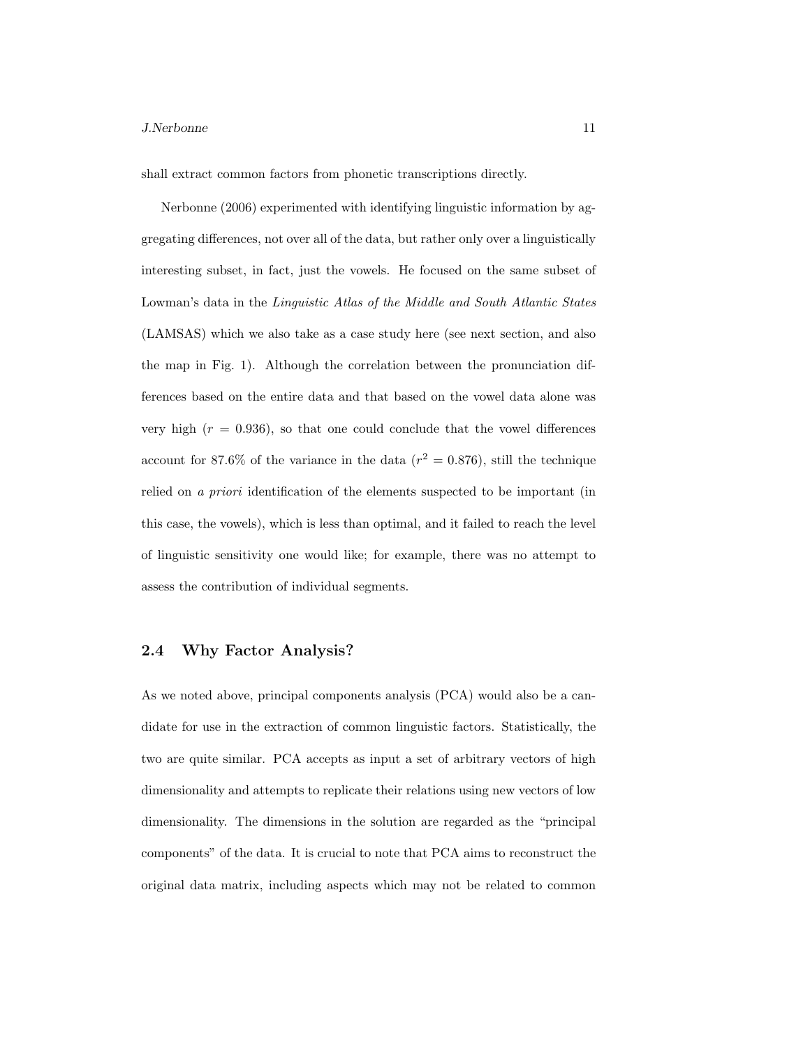shall extract common factors from phonetic transcriptions directly.

Nerbonne (2006) experimented with identifying linguistic information by aggregating differences, not over all of the data, but rather only over a linguistically interesting subset, in fact, just the vowels. He focused on the same subset of Lowman's data in the *Linguistic Atlas of the Middle and South Atlantic States* (LAMSAS) which we also take as a case study here (see next section, and also the map in Fig. 1). Although the correlation between the pronunciation differences based on the entire data and that based on the vowel data alone was very high ($r = 0.936$), so that one could conclude that the vowel differences account for 87.6% of the variance in the data ($r^2 = 0.876$), still the technique relied on *a priori* identification of the elements suspected to be important (in this case, the vowels), which is less than optimal, and it failed to reach the level of linguistic sensitivity one would like; for example, there was no attempt to assess the contribution of individual segments.

## 2.4 Why Factor Analysis?

As we noted above, principal components analysis (PCA) would also be a candidate for use in the extraction of common linguistic factors. Statistically, the two are quite similar. PCA accepts as input a set of arbitrary vectors of high dimensionality and attempts to replicate their relations using new vectors of low dimensionality. The dimensions in the solution are regarded as the "principal components" of the data. It is crucial to note that PCA aims to reconstruct the original data matrix, including aspects which may not be related to common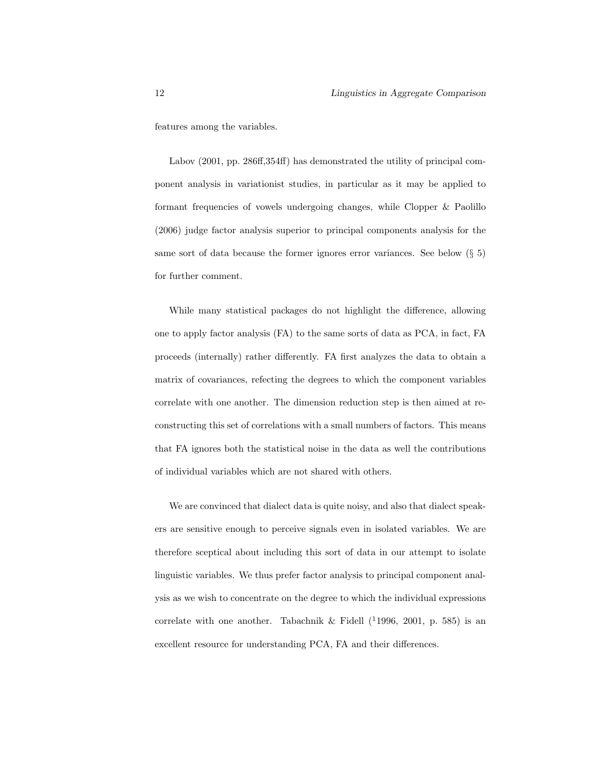features among the variables.

Labov (2001, pp. 286ff,354ff) has demonstrated the utility of principal component analysis in variationist studies, in particular as it may be applied to formant frequencies of vowels undergoing changes, while Clopper & Paolillo (2006) judge factor analysis superior to principal components analysis for the same sort of data because the former ignores error variances. See below (§ 5) for further comment.

While many statistical packages do not highlight the difference, allowing one to apply factor analysis (FA) to the same sorts of data as PCA, in fact, FA proceeds (internally) rather differently. FA first analyzes the data to obtain a matrix of covariances, refecting the degrees to which the component variables correlate with one another. The dimension reduction step is then aimed at reconstructing this set of correlations with a small numbers of factors. This means that FA ignores both the statistical noise in the data as well the contributions of individual variables which are not shared with others.

We are convinced that dialect data is quite noisy, and also that dialect speakers are sensitive enough to perceive signals even in isolated variables. We are therefore sceptical about including this sort of data in our attempt to isolate linguistic variables. We thus prefer factor analysis to principal component analysis as we wish to concentrate on the degree to which the individual expressions correlate with one another. Tabachnik & Fidell ([1]1996, 2001, p. 585) is an excellent resource for understanding PCA, FA and their differences.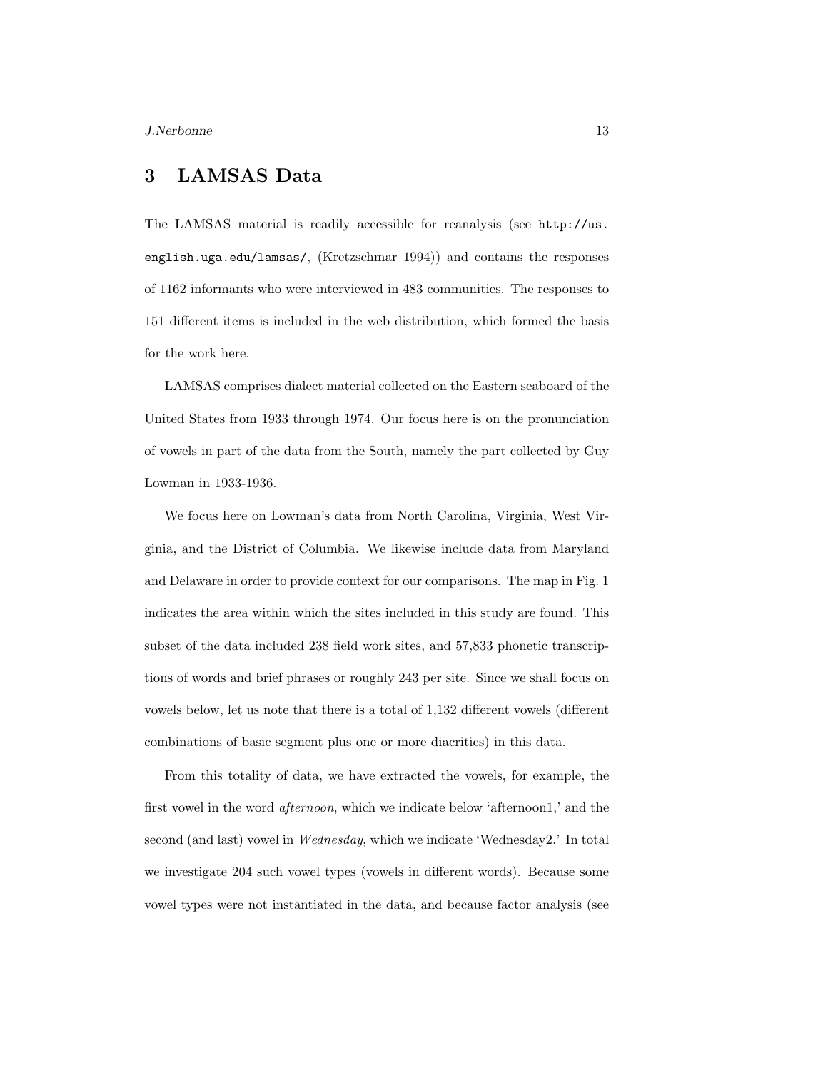## 3 LAMSAS Data

The LAMSAS material is readily accessible for reanalysis (see `http://us.english.uga.edu/lamsas/`, (Kretzschmar 1994)) and contains the responses of 1162 informants who were interviewed in 483 communities. The responses to 151 different items is included in the web distribution, which formed the basis for the work here.

LAMSAS comprises dialect material collected on the Eastern seaboard of the United States from 1933 through 1974. Our focus here is on the pronunciation of vowels in part of the data from the South, namely the part collected by Guy Lowman in 1933-1936.

We focus here on Lowman's data from North Carolina, Virginia, West Virginia, and the District of Columbia. We likewise include data from Maryland and Delaware in order to provide context for our comparisons. The map in Fig. 1 indicates the area within which the sites included in this study are found. This subset of the data included 238 field work sites, and 57,833 phonetic transcriptions of words and brief phrases or roughly 243 per site. Since we shall focus on vowels below, let us note that there is a total of 1,132 different vowels (different combinations of basic segment plus one or more diacritics) in this data.

From this totality of data, we have extracted the vowels, for example, the first vowel in the word *afternoon*, which we indicate below 'afternoon1,' and the second (and last) vowel in *Wednesday*, which we indicate 'Wednesday2.' In total we investigate 204 such vowel types (vowels in different words). Because some vowel types were not instantiated in the data, and because factor analysis (see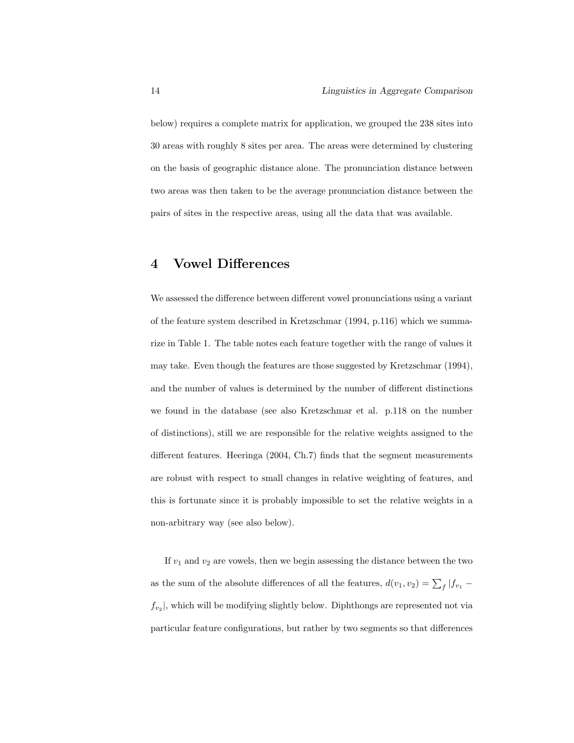below) requires a complete matrix for application, we grouped the 238 sites into 30 areas with roughly 8 sites per area. The areas were determined by clustering on the basis of geographic distance alone. The pronunciation distance between two areas was then taken to be the average pronunciation distance between the pairs of sites in the respective areas, using all the data that was available.

## 4 Vowel Differences

We assessed the difference between different vowel pronunciations using a variant of the feature system described in Kretzschmar (1994, p.116) which we summarize in Table 1. The table notes each feature together with the range of values it may take. Even though the features are those suggested by Kretzschmar (1994), and the number of values is determined by the number of different distinctions we found in the database (see also Kretzschmar et al. p.118 on the number of distinctions), still we are responsible for the relative weights assigned to the different features. Heeringa (2004, Ch.7) finds that the segment measurements are robust with respect to small changes in relative weighting of features, and this is fortunate since it is probably impossible to set the relative weights in a non-arbitrary way (see also below).

If $v_1$ and $v_2$ are vowels, then we begin assessing the distance between the two as the sum of the absolute differences of all the features, $d(v_1, v_2) = \sum_f |f_{v_1} - f_{v_2}|$, which will be modifying slightly below. Diphthongs are represented not via particular feature configurations, but rather by two segments so that differences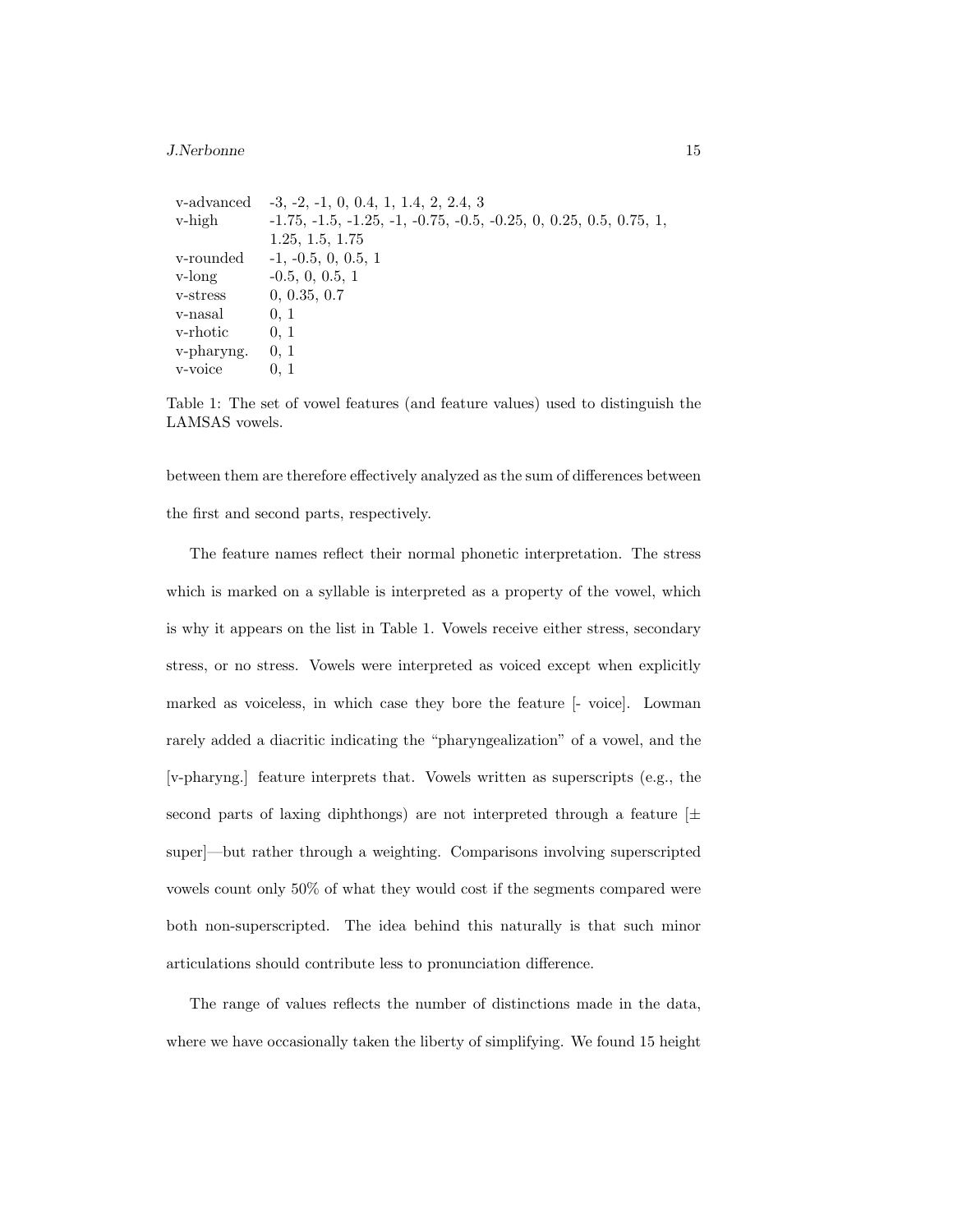| | |
|---|---|
| v-advanced | -3, -2, -1, 0, 0.4, 1, 1.4, 2, 2.4, 3 |
| v-high | -1.75, -1.5, -1.25, -1, -0.75, -0.5, -0.25, 0, 0.25, 0.5, 0.75, 1, 1.25, 1.5, 1.75 |
| v-rounded | -1, -0.5, 0, 0.5, 1 |
| v-long | -0.5, 0, 0.5, 1 |
| v-stress | 0, 0.35, 0.7 |
| v-nasal | 0, 1 |
| v-rhotic | 0, 1 |
| v-pharyng. | 0, 1 |
| v-voice | 0, 1 |

Table 1: The set of vowel features (and feature values) used to distinguish the LAMSAS vowels.

between them are therefore effectively analyzed as the sum of differences between the first and second parts, respectively.

The feature names reflect their normal phonetic interpretation. The stress which is marked on a syllable is interpreted as a property of the vowel, which is why it appears on the list in Table 1. Vowels receive either stress, secondary stress, or no stress. Vowels were interpreted as voiced except when explicitly marked as voiceless, in which case they bore the feature [- voice]. Lowman rarely added a diacritic indicating the "pharyngealization" of a vowel, and the [v-pharyng.] feature interprets that. Vowels written as superscripts (e.g., the second parts of laxing diphthongs) are not interpreted through a feature [± super]—but rather through a weighting. Comparisons involving superscripted vowels count only 50% of what they would cost if the segments compared were both non-superscripted. The idea behind this naturally is that such minor articulations should contribute less to pronunciation difference.

The range of values reflects the number of distinctions made in the data, where we have occasionally taken the liberty of simplifying. We found 15 height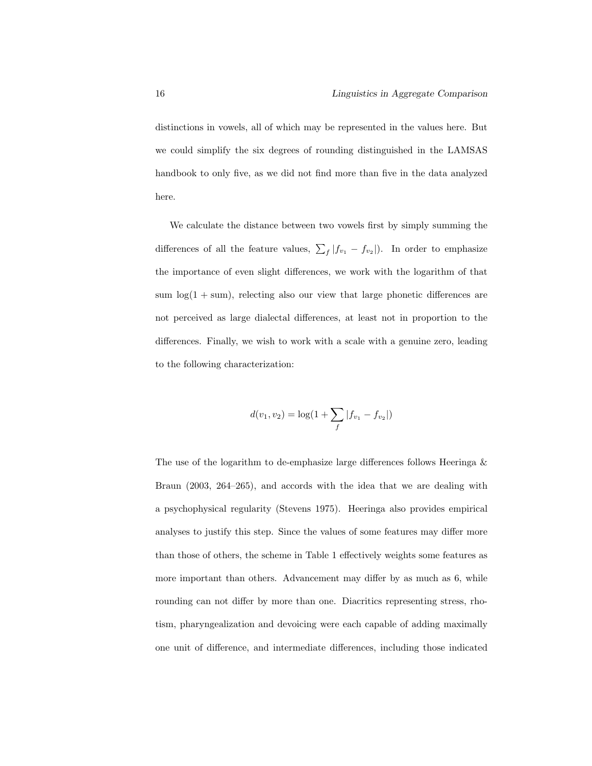distinctions in vowels, all of which may be represented in the values here. But we could simplify the six degrees of rounding distinguished in the LAMSAS handbook to only five, as we did not find more than five in the data analyzed here.

We calculate the distance between two vowels first by simply summing the differences of all the feature values, $\sum_f |f_{v_1} - f_{v_2}|$). In order to emphasize the importance of even slight differences, we work with the logarithm of that sum $\log(1 + \text{sum})$, relecting also our view that large phonetic differences are not perceived as large dialectal differences, at least not in proportion to the differences. Finally, we wish to work with a scale with a genuine zero, leading to the following characterization:

$$d(v_1, v_2) = \log(1 + \sum_f |f_{v_1} - f_{v_2}|)$$

The use of the logarithm to de-emphasize large differences follows Heeringa & Braun (2003, 264–265), and accords with the idea that we are dealing with a psychophysical regularity (Stevens 1975). Heeringa also provides empirical analyses to justify this step. Since the values of some features may differ more than those of others, the scheme in Table 1 effectively weights some features as more important than others. Advancement may differ by as much as 6, while rounding can not differ by more than one. Diacritics representing stress, rhotism, pharyngealization and devoicing were each capable of adding maximally one unit of difference, and intermediate differences, including those indicated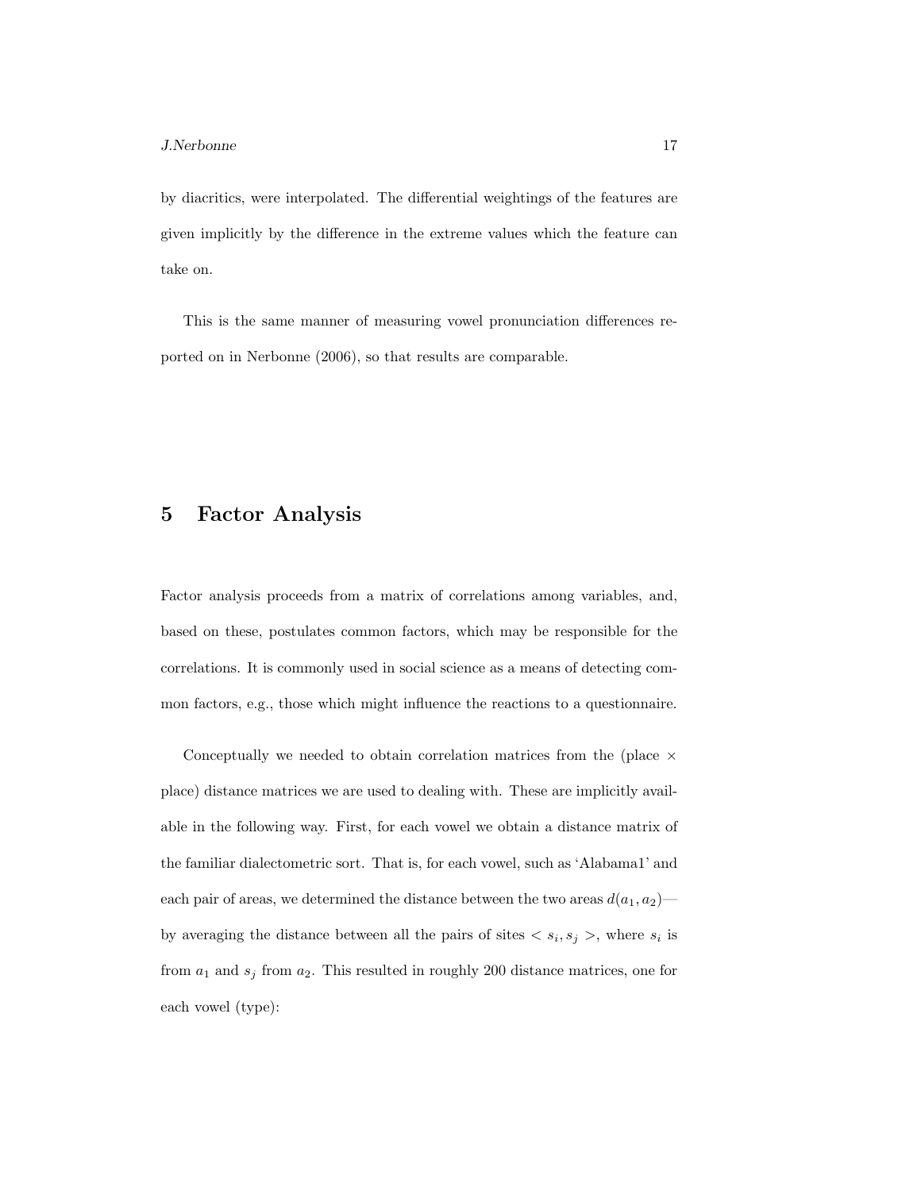by diacritics, were interpolated. The differential weightings of the features are given implicitly by the difference in the extreme values which the feature can take on.

This is the same manner of measuring vowel pronunciation differences reported on in Nerbonne (2006), so that results are comparable.

## 5 Factor Analysis

Factor analysis proceeds from a matrix of correlations among variables, and, based on these, postulates common factors, which may be responsible for the correlations. It is commonly used in social science as a means of detecting common factors, e.g., those which might influence the reactions to a questionnaire.

Conceptually we needed to obtain correlation matrices from the (place $\times$ place) distance matrices we are used to dealing with. These are implicitly available in the following way. First, for each vowel we obtain a distance matrix of the familiar dialectometric sort. That is, for each vowel, such as 'Alabama1' and each pair of areas, we determined the distance between the two areas $d(a_1, a_2)$—by averaging the distance between all the pairs of sites $< s_i, s_j >$, where $s_i$ is from $a_1$ and $s_j$ from $a_2$. This resulted in roughly 200 distance matrices, one for each vowel (type):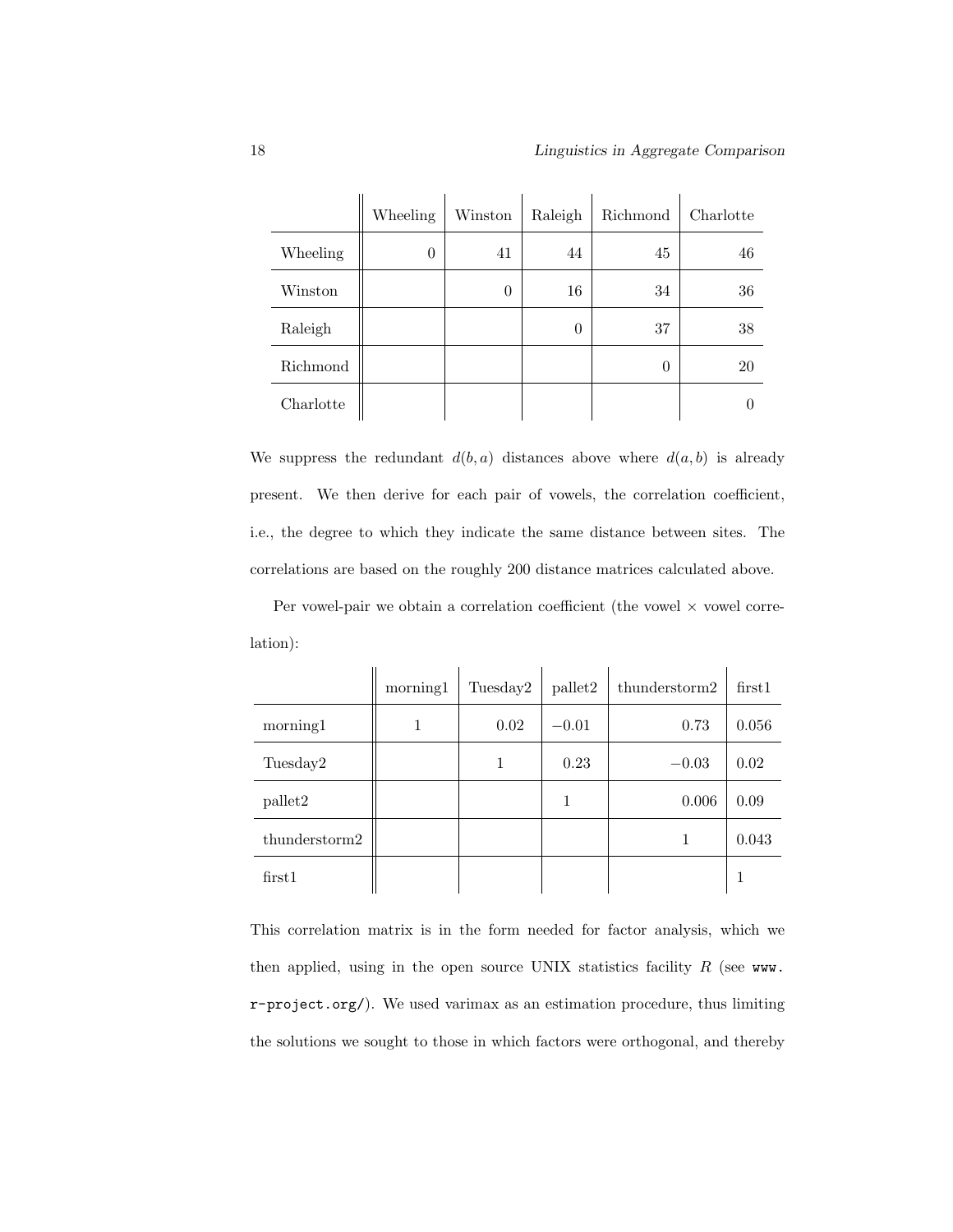| | Wheeling | Winston | Raleigh | Richmond | Charlotte |
|---|---|---|---|---|---|
| Wheeling | 0 | 41 | 44 | 45 | 46 |
| Winston | | 0 | 16 | 34 | 36 |
| Raleigh | | | 0 | 37 | 38 |
| Richmond | | | | 0 | 20 |
| Charlotte | | | | | 0 |

We suppress the redundant $d(b, a)$ distances above where $d(a, b)$ is already present. We then derive for each pair of vowels, the correlation coefficient, i.e., the degree to which they indicate the same distance between sites. The correlations are based on the roughly 200 distance matrices calculated above.

Per vowel-pair we obtain a correlation coefficient (the vowel × vowel correlation):

| | morning1 | Tuesday2 | pallet2 | thunderstorm2 | first1 |
|---|---|---|---|---|---|
| morning1 | 1 | 0.02 | $-0.01$ | 0.73 | 0.056 |
| Tuesday2 | | 1 | 0.23 | $-0.03$ | 0.02 |
| pallet2 | | | 1 | 0.006 | 0.09 |
| thunderstorm2 | | | | 1 | 0.043 |
| first1 | | | | | 1 |

This correlation matrix is in the form needed for factor analysis, which we then applied, using in the open source UNIX statistics facility *R* (see `www.r-project.org/`). We used varimax as an estimation procedure, thus limiting the solutions we sought to those in which factors were orthogonal, and thereby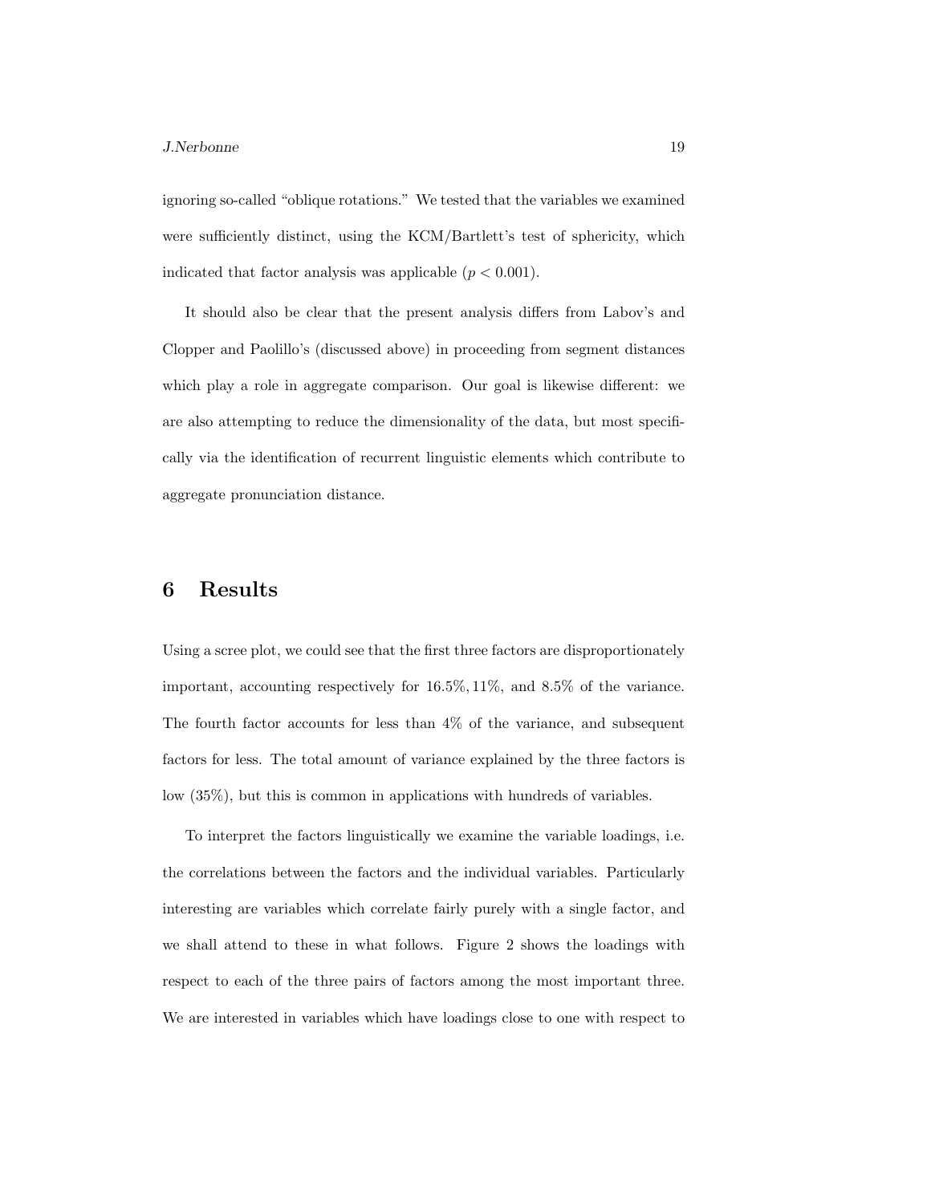ignoring so-called "oblique rotations." We tested that the variables we examined were sufficiently distinct, using the KCM/Bartlett's test of sphericity, which indicated that factor analysis was applicable ($p < 0.001$).

It should also be clear that the present analysis differs from Labov's and Clopper and Paolillo's (discussed above) in proceeding from segment distances which play a role in aggregate comparison. Our goal is likewise different: we are also attempting to reduce the dimensionality of the data, but most specifically via the identification of recurrent linguistic elements which contribute to aggregate pronunciation distance.

# 6 Results

Using a scree plot, we could see that the first three factors are disproportionately important, accounting respectively for $16.5\%, 11\%$, and $8.5\%$ of the variance. The fourth factor accounts for less than 4% of the variance, and subsequent factors for less. The total amount of variance explained by the three factors is low (35%), but this is common in applications with hundreds of variables.

To interpret the factors linguistically we examine the variable loadings, i.e. the correlations between the factors and the individual variables. Particularly interesting are variables which correlate fairly purely with a single factor, and we shall attend to these in what follows. Figure 2 shows the loadings with respect to each of the three pairs of factors among the most important three. We are interested in variables which have loadings close to one with respect to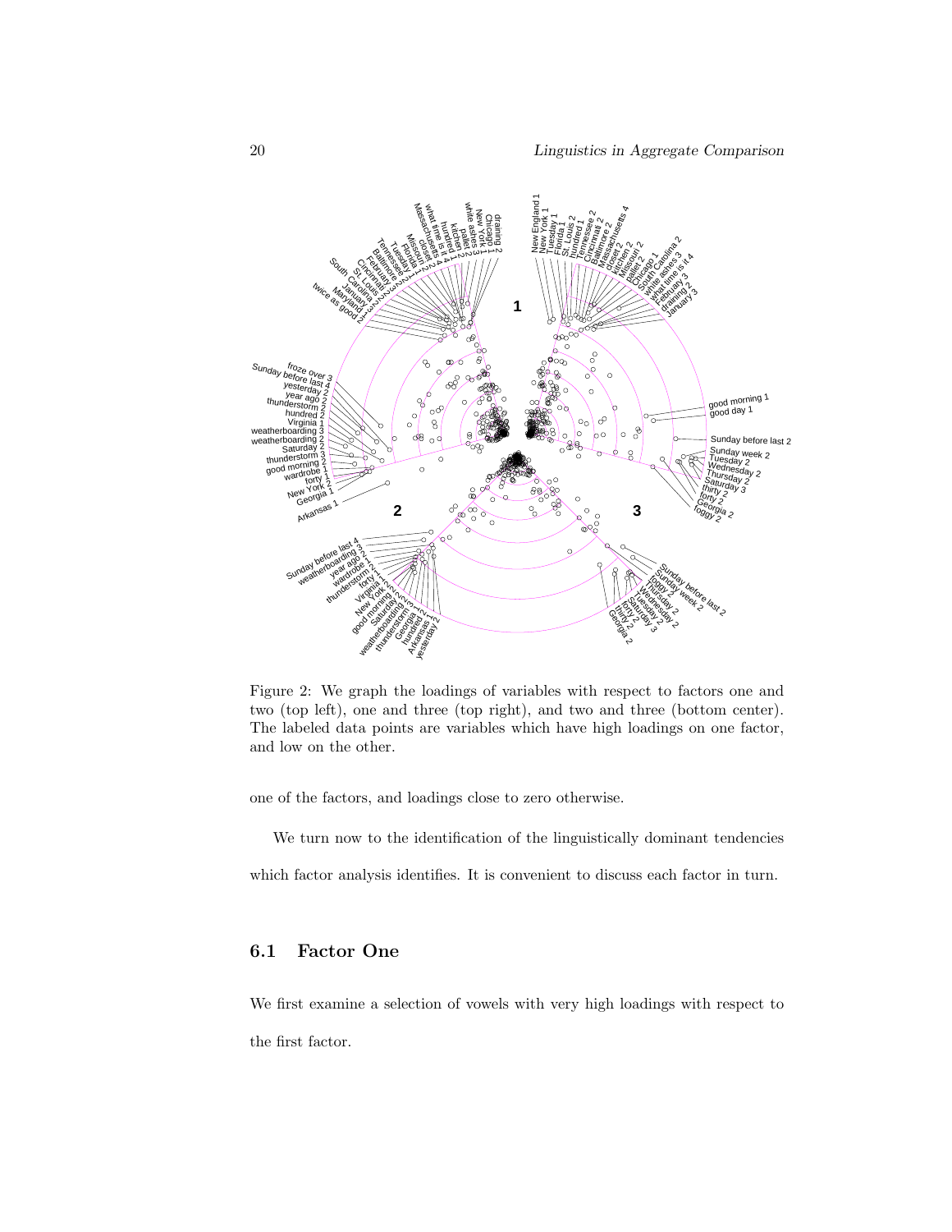Figure 2: We graph the loadings of variables with respect to factors one and two (top left), one and three (top right), and two and three (bottom center). The labeled data points are variables which have high loadings on one factor, and low on the other.

one of the factors, and loadings close to zero otherwise.

We turn now to the identification of the linguistically dominant tendencies which factor analysis identifies. It is convenient to discuss each factor in turn.

## 6.1 Factor One

We first examine a selection of vowels with very high loadings with respect to the first factor.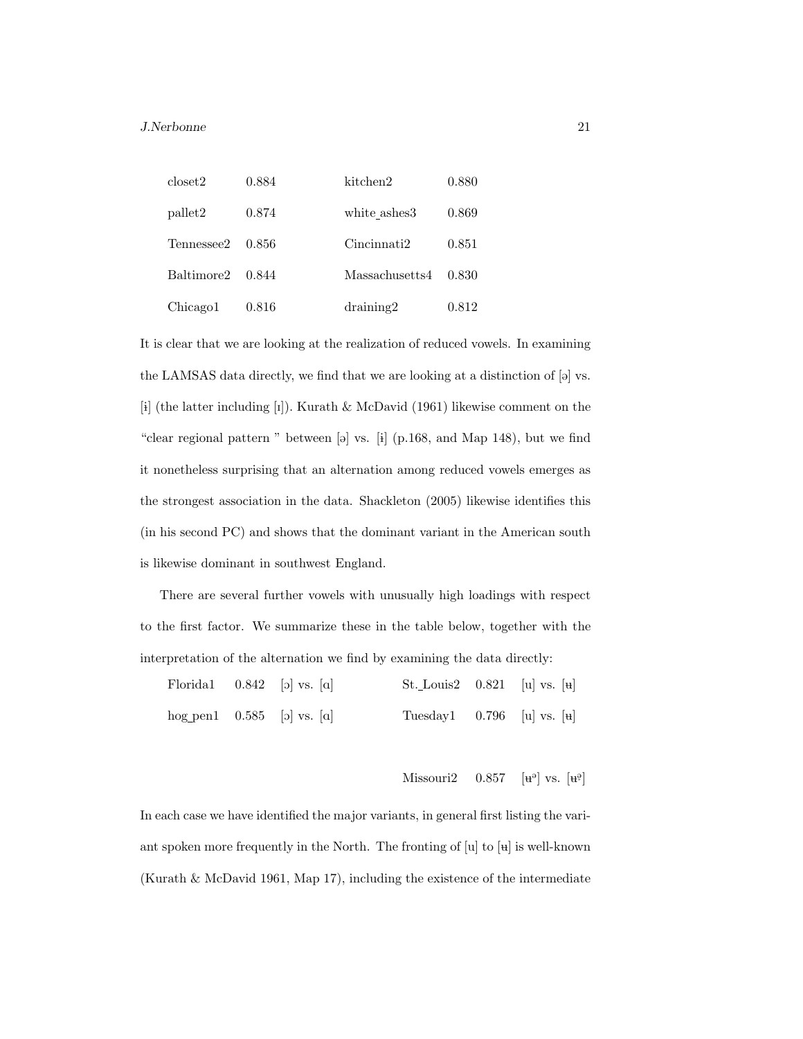| | | | |
|---|---|---|---|
| closet2 | 0.884 | kitchen2 | 0.880 |
| pallet2 | 0.874 | white_ashes3 | 0.869 |
| Tennessee2 | 0.856 | Cincinnati2 | 0.851 |
| Baltimore2 | 0.844 | Massachusetts4 | 0.830 |
| Chicago1 | 0.816 | draining2 | 0.812 |

It is clear that we are looking at the realization of reduced vowels. In examining the LAMSAS data directly, we find that we are looking at a distinction of [ə] vs. [ɨ] (the latter including [ɪ]). Kurath & McDavid (1961) likewise comment on the "clear regional pattern " between [ə] vs. [ɨ] (p.168, and Map 148), but we find it nonetheless surprising that an alternation among reduced vowels emerges as the strongest association in the data. Shackleton (2005) likewise identifies this (in his second PC) and shows that the dominant variant in the American south is likewise dominant in southwest England.

There are several further vowels with unusually high loadings with respect to the first factor. We summarize these in the table below, together with the interpretation of the alternation we find by examining the data directly:

| | | | | | |
|---|---|---|---|---|---|
| Florida1 | 0.842 | [ɔ] vs. [ɑ] | St._Louis2 | 0.821 | [u] vs. [ʉ] |
| hog_pen1 | 0.585 | [ɔ] vs. [ɑ] | Tuesday1 | 0.796 | [u] vs. [ʉ] |
| | | | Missouri2 | 0.857 | [ʉə] vs. [ʉə] |

In each case we have identified the major variants, in general first listing the variant spoken more frequently in the North. The fronting of [u] to [ʉ] is well-known (Kurath & McDavid 1961, Map 17), including the existence of the intermediate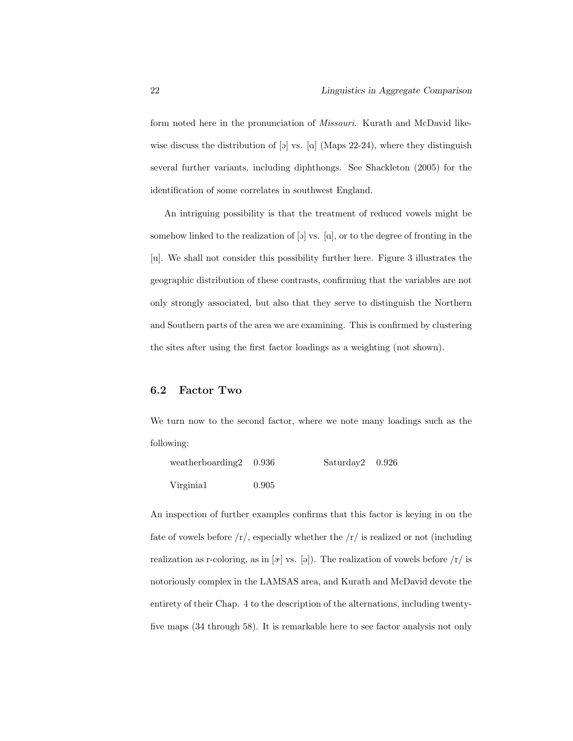form noted here in the pronunciation of *Missouri*. Kurath and McDavid likewise discuss the distribution of [ɔ] vs. [ɑ] (Maps 22-24), where they distinguish several further variants, including diphthongs. See Shackleton (2005) for the identification of some correlates in southwest England.

An intriguing possibility is that the treatment of reduced vowels might be somehow linked to the realization of [ɔ] vs. [ɑ], or to the degree of fronting in the [u]. We shall not consider this possibility further here. Figure 3 illustrates the geographic distribution of these contrasts, confirming that the variables are not only strongly associated, but also that they serve to distinguish the Northern and Southern parts of the area we are examining. This is confirmed by clustering the sites after using the first factor loadings as a weighting (not shown).

## 6.2 Factor Two

We turn now to the second factor, where we note many loadings such as the following:

| | | | |
|---|---|---|---|
| weatherboarding2 | 0.936 | Saturday2 | 0.926 |
| Virginia1 | 0.905 | | |

An inspection of further examples confirms that this factor is keying in on the fate of vowels before /r/, especially whether the /r/ is realized or not (including realization as r-coloring, as in [ɚ] vs. [ə]). The realization of vowels before /r/ is notoriously complex in the LAMSAS area, and Kurath and McDavid devote the entirety of their Chap. 4 to the description of the alternations, including twenty-five maps (34 through 58). It is remarkable here to see factor analysis not only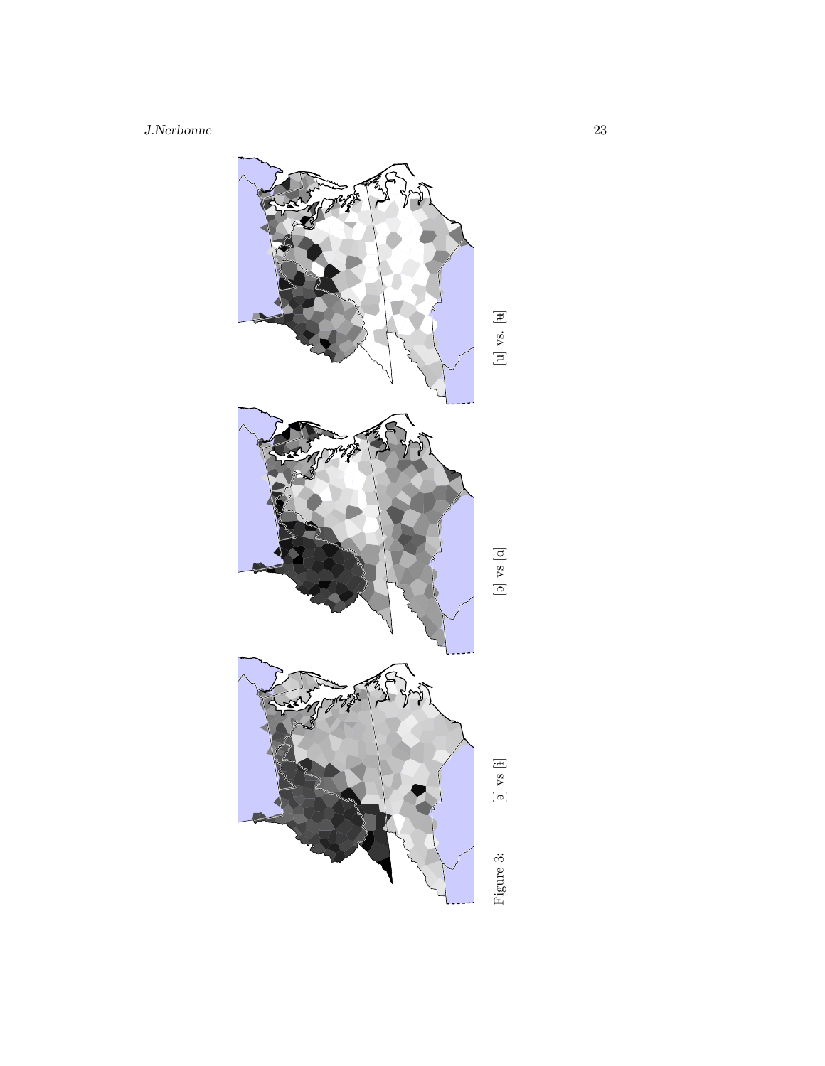Figure 3: [ə] vs [ɨ] [ɔ] vs [ɒ] [u] vs. [ʉ]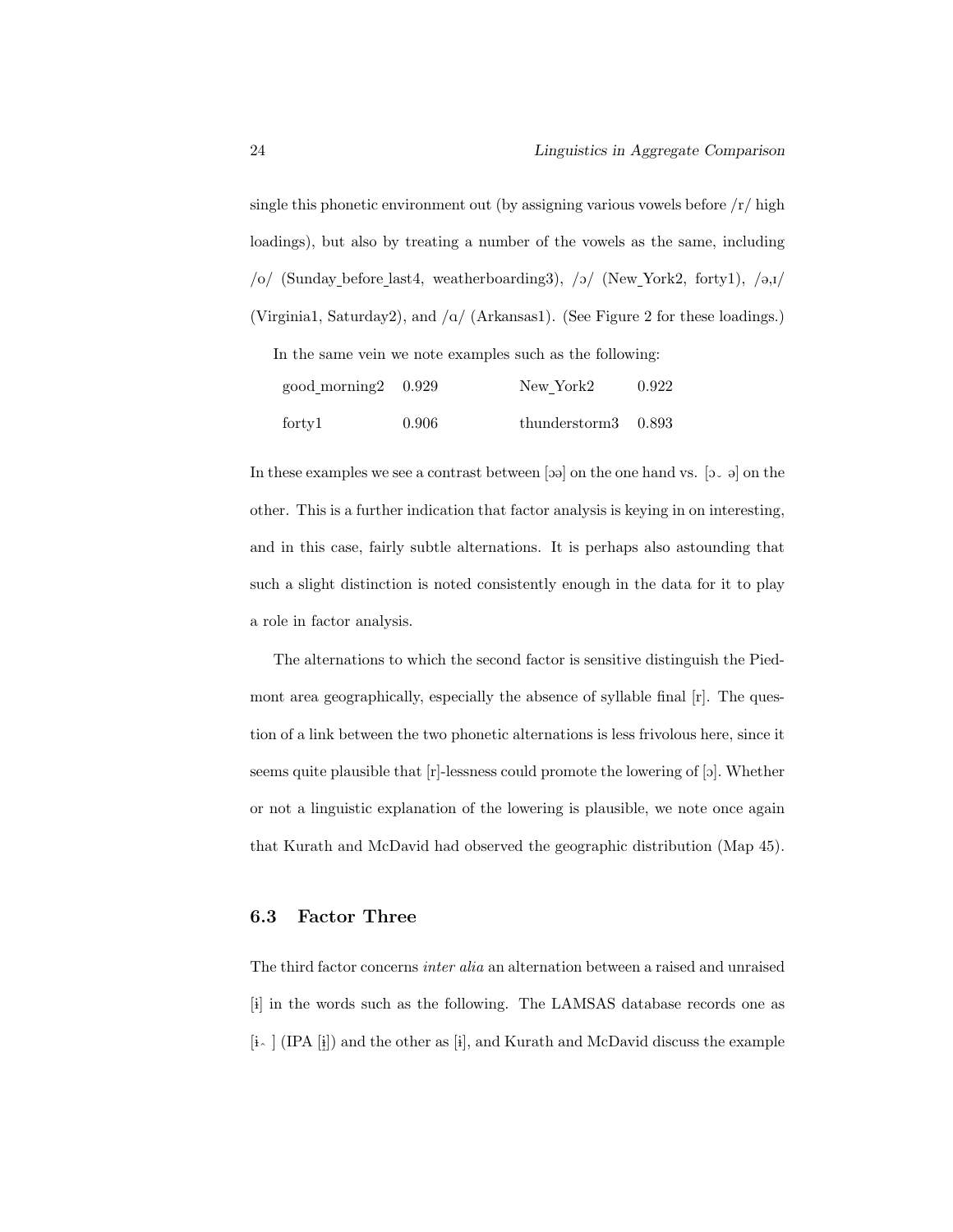single this phonetic environment out (by assigning various vowels before /r/ high loadings), but also by treating a number of the vowels as the same, including /o/ (Sunday_before_last4, weatherboarding3), /ɔ/ (New_York2, forty1), /ə,ɪ/ (Virginia1, Saturday2), and /ɑ/ (Arkansas1). (See Figure 2 for these loadings.)

In the same vein we note examples such as the following:

| | | | |
|---|---|---|---|
| good_morning2 | 0.929 | New_York2 | 0.922 |
| forty1 | 0.906 | thunderstorm3 | 0.893 |

In these examples we see a contrast between [ɔə] on the one hand vs. [ɔ˯ ə] on the other. This is a further indication that factor analysis is keying in on interesting, and in this case, fairly subtle alternations. It is perhaps also astounding that such a slight distinction is noted consistently enough in the data for it to play a role in factor analysis.

The alternations to which the second factor is sensitive distinguish the Piedmont area geographically, especially the absence of syllable final [r]. The question of a link between the two phonetic alternations is less frivolous here, since it seems quite plausible that [r]-lessness could promote the lowering of [ɔ]. Whether or not a linguistic explanation of the lowering is plausible, we note once again that Kurath and McDavid had observed the geographic distribution (Map 45).

### 6.3 Factor Three

The third factor concerns *inter alia* an alternation between a raised and unraised [ɨ] in the words such as the following. The LAMSAS database records one as [ɨ˄ ] (IPA [ɨ̝]) and the other as [ɨ], and Kurath and McDavid discuss the example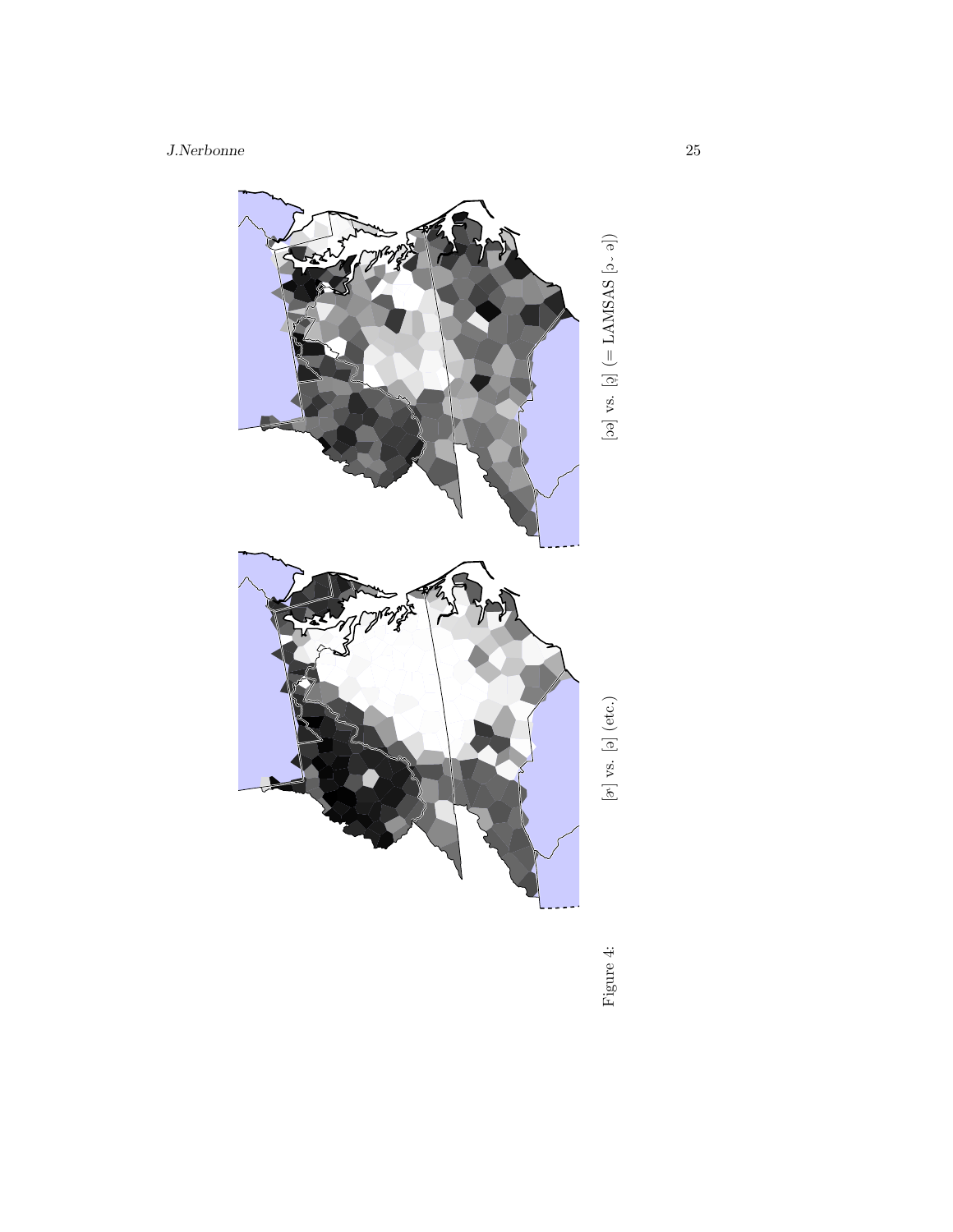[əe] vs. [ɔ̃] (= LAMSAS [ɔ ͜ ə])

[æ] vs. [ə] (etc.)

Figure 4: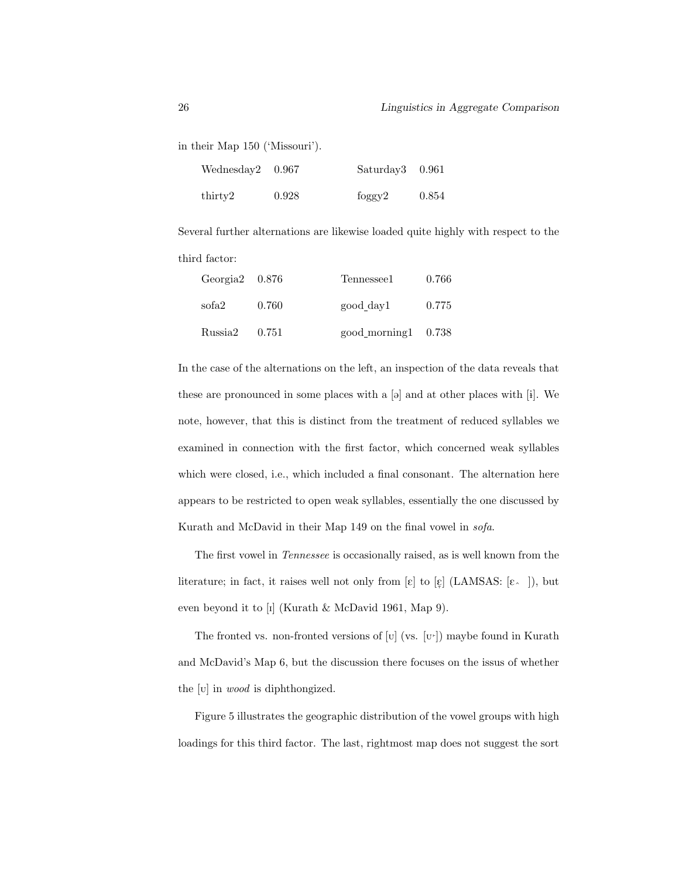in their Map 150 ('Missouri').

| | | | |
|---|---|---|---|
| Wednesday2 | 0.967 | Saturday3 | 0.961 |
| thirty2 | 0.928 | foggy2 | 0.854 |

Several further alternations are likewise loaded quite highly with respect to the third factor:

| | | | |
|---|---|---|---|
| Georgia2 | 0.876 | Tennessee1 | 0.766 |
| sofa2 | 0.760 | good_day1 | 0.775 |
| Russia2 | 0.751 | good_morning1 | 0.738 |

In the case of the alternations on the left, an inspection of the data reveals that these are pronounced in some places with a [ə] and at other places with [ɨ]. We note, however, that this is distinct from the treatment of reduced syllables we examined in connection with the first factor, which concerned weak syllables which were closed, i.e., which included a final consonant. The alternation here appears to be restricted to open weak syllables, essentially the one discussed by Kurath and McDavid in their Map 149 on the final vowel in *sofa*.

The first vowel in *Tennessee* is occasionally raised, as is well known from the literature; in fact, it raises well not only from [ɛ] to [ɛ̝] (LAMSAS: [ɛ˄ ]), but even beyond it to [ɪ] (Kurath & McDavid 1961, Map 9).

The fronted vs. non-fronted versions of [ʊ] (vs. [ʊ˖]) maybe found in Kurath and McDavid's Map 6, but the discussion there focuses on the issus of whether the [ʊ] in *wood* is diphthongized.

Figure 5 illustrates the geographic distribution of the vowel groups with high loadings for this third factor. The last, rightmost map does not suggest the sort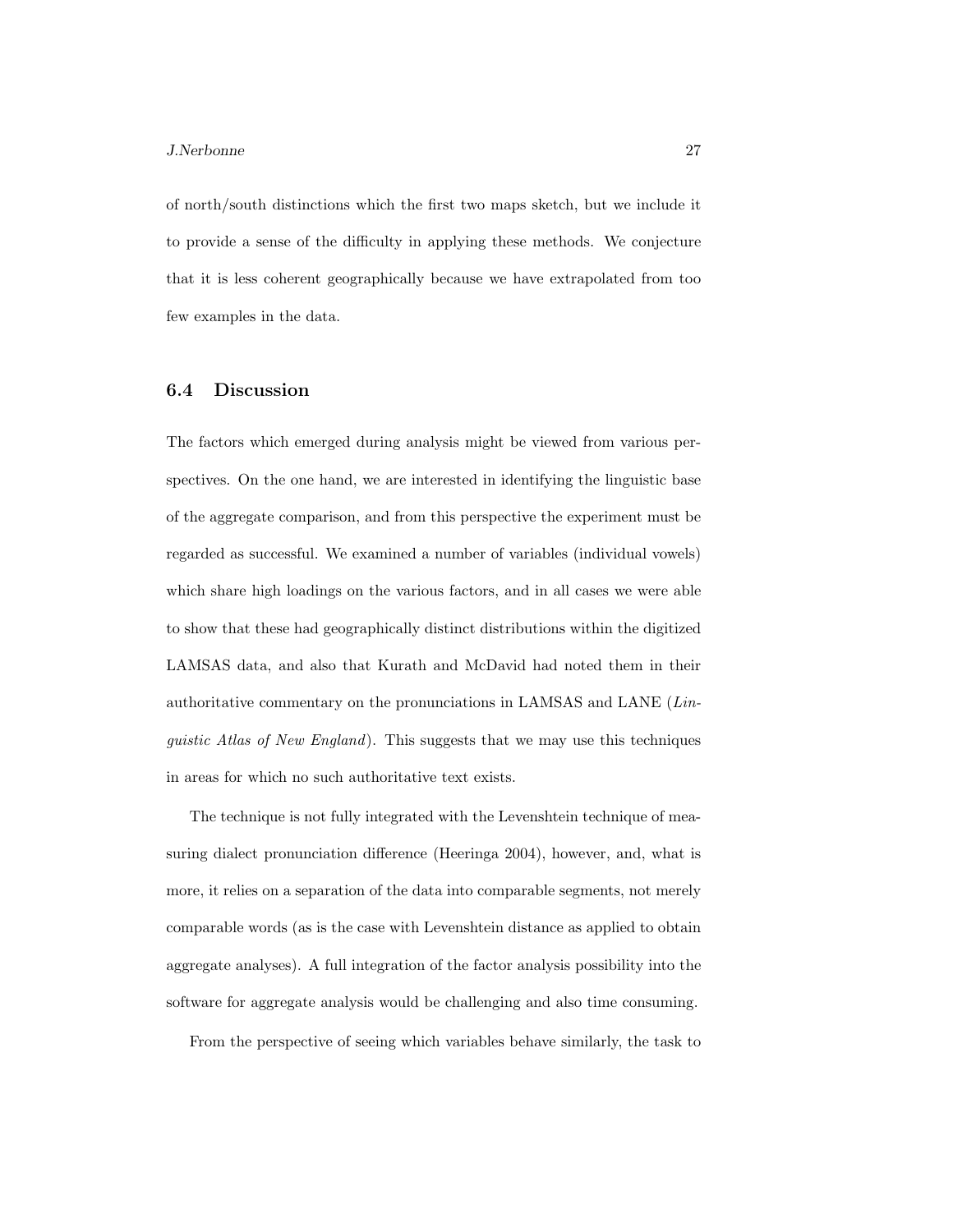of north/south distinctions which the first two maps sketch, but we include it to provide a sense of the difficulty in applying these methods. We conjecture that it is less coherent geographically because we have extrapolated from too few examples in the data.

### 6.4 Discussion

The factors which emerged during analysis might be viewed from various perspectives. On the one hand, we are interested in identifying the linguistic base of the aggregate comparison, and from this perspective the experiment must be regarded as successful. We examined a number of variables (individual vowels) which share high loadings on the various factors, and in all cases we were able to show that these had geographically distinct distributions within the digitized LAMSAS data, and also that Kurath and McDavid had noted them in their authoritative commentary on the pronunciations in LAMSAS and LANE (*Linguistic Atlas of New England*). This suggests that we may use this techniques in areas for which no such authoritative text exists.

The technique is not fully integrated with the Levenshtein technique of measuring dialect pronunciation difference (Heeringa 2004), however, and, what is more, it relies on a separation of the data into comparable segments, not merely comparable words (as is the case with Levenshtein distance as applied to obtain aggregate analyses). A full integration of the factor analysis possibility into the software for aggregate analysis would be challenging and also time consuming.

From the perspective of seeing which variables behave similarly, the task to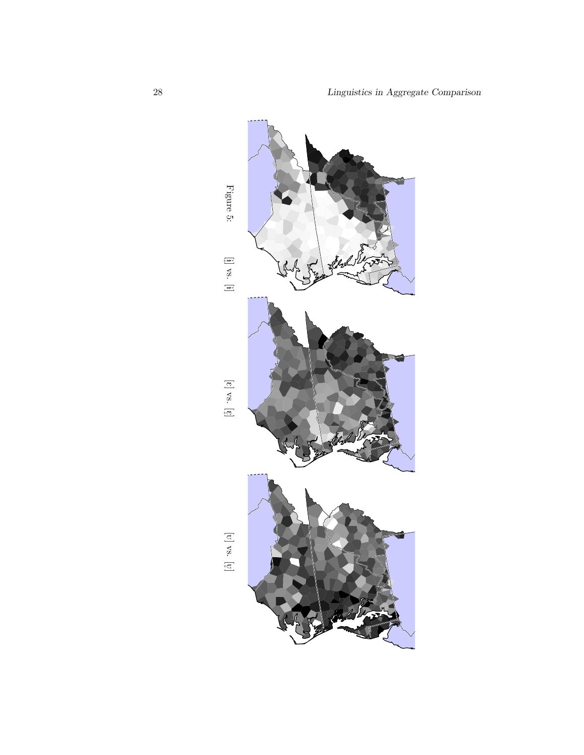Figure 5: [ɨ] vs. [ɨ̞] [ɛ] vs. [ɛ̝] [ʊ] vs. [ʊ̝]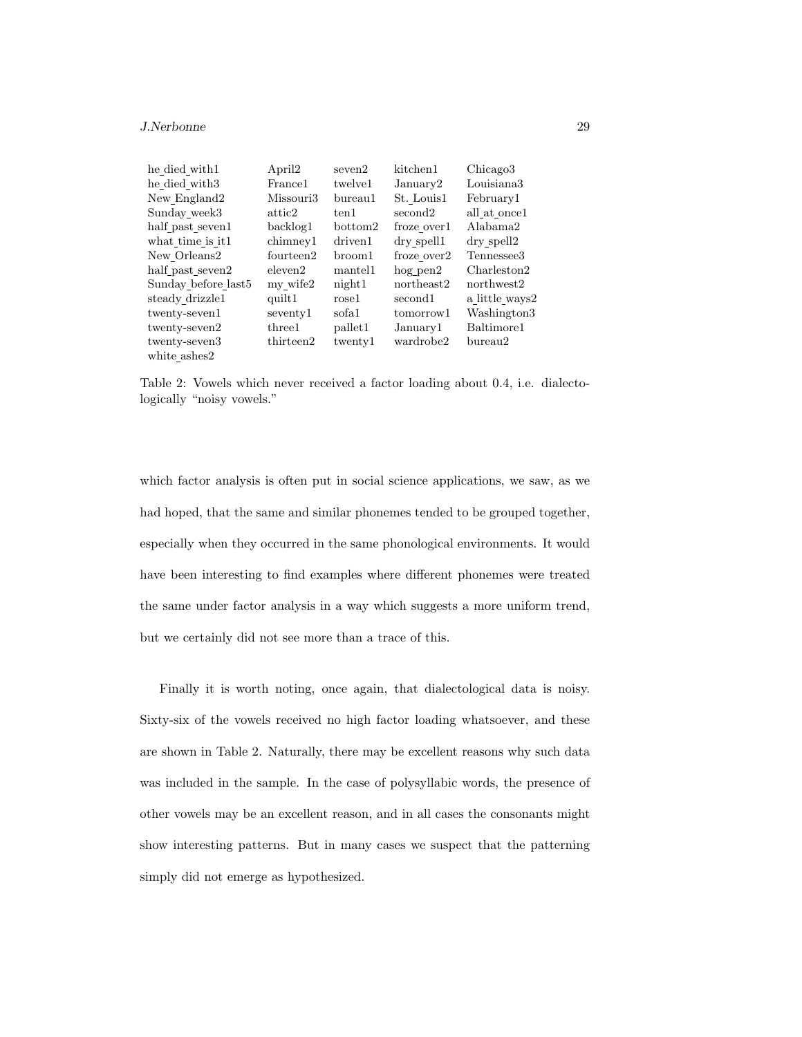| | | | | |
|---|---|---|---|---|
| he_died_with1 | April2 | seven2 | kitchen1 | Chicago3 |
| he_died_with3 | France1 | twelve1 | January2 | Louisiana3 |
| New_England2 | Missouri3 | bureau1 | St._Louis1 | February1 |
| Sunday_week3 | attic2 | ten1 | second2 | all_at_once1 |
| half_past_seven1 | backlog1 | bottom2 | froze_over1 | Alabama2 |
| what_time_is_it1 | chimney1 | driven1 | dry_spell1 | dry_spell2 |
| New_Orleans2 | fourteen2 | broom1 | froze_over2 | Tennessee3 |
| half_past_seven2 | eleven2 | mantel1 | hog_pen2 | Charleston2 |
| Sunday_before_last5 | my_wife2 | night1 | northeast2 | northwest2 |
| steady_drizzle1 | quilt1 | rose1 | second1 | a_little_ways2 |
| twenty-seven1 | seventy1 | sofa1 | tomorrow1 | Washington3 |
| twenty-seven2 | three1 | pallet1 | January1 | Baltimore1 |
| twenty-seven3 | thirteen2 | twenty1 | wardrobe2 | bureau2 |
| white_ashes2 | | | | |

Table 2: Vowels which never received a factor loading about 0.4, i.e. dialectologically "noisy vowels."

which factor analysis is often put in social science applications, we saw, as we had hoped, that the same and similar phonemes tended to be grouped together, especially when they occurred in the same phonological environments. It would have been interesting to find examples where different phonemes were treated the same under factor analysis in a way which suggests a more uniform trend, but we certainly did not see more than a trace of this.

Finally it is worth noting, once again, that dialectological data is noisy. Sixty-six of the vowels received no high factor loading whatsoever, and these are shown in Table 2. Naturally, there may be excellent reasons why such data was included in the sample. In the case of polysyllabic words, the presence of other vowels may be an excellent reason, and in all cases the consonants might show interesting patterns. But in many cases we suspect that the patterning simply did not emerge as hypothesized.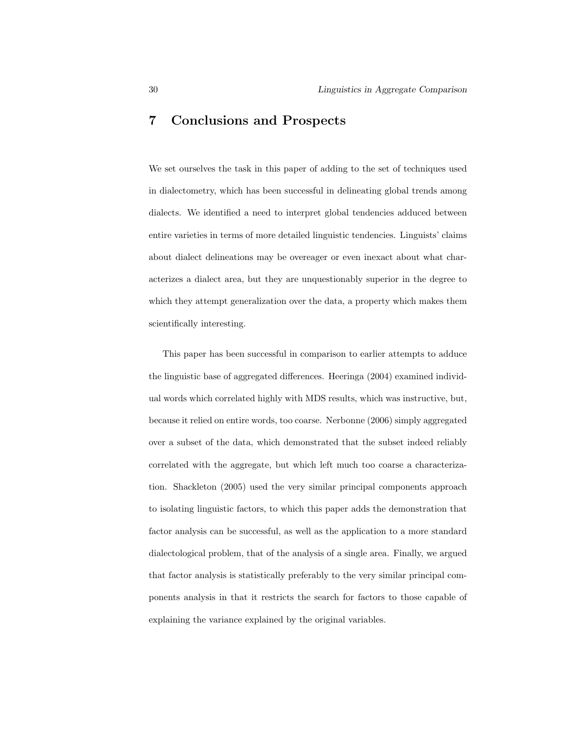# 7 Conclusions and Prospects

We set ourselves the task in this paper of adding to the set of techniques used in dialectometry, which has been successful in delineating global trends among dialects. We identified a need to interpret global tendencies adduced between entire varieties in terms of more detailed linguistic tendencies. Linguists' claims about dialect delineations may be overeager or even inexact about what characterizes a dialect area, but they are unquestionably superior in the degree to which they attempt generalization over the data, a property which makes them scientifically interesting.

This paper has been successful in comparison to earlier attempts to adduce the linguistic base of aggregated differences. Heeringa (2004) examined individual words which correlated highly with MDS results, which was instructive, but, because it relied on entire words, too coarse. Nerbonne (2006) simply aggregated over a subset of the data, which demonstrated that the subset indeed reliably correlated with the aggregate, but which left much too coarse a characterization. Shackleton (2005) used the very similar principal components approach to isolating linguistic factors, to which this paper adds the demonstration that factor analysis can be successful, as well as the application to a more standard dialectological problem, that of the analysis of a single area. Finally, we argued that factor analysis is statistically preferably to the very similar principal components analysis in that it restricts the search for factors to those capable of explaining the variance explained by the original variables.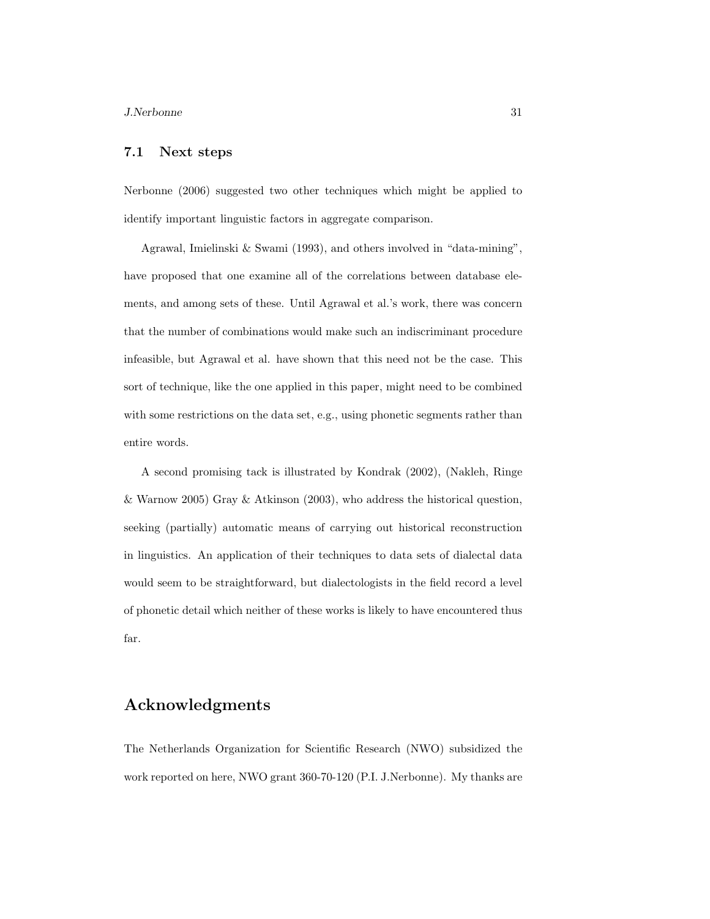### 7.1 Next steps

Nerbonne (2006) suggested two other techniques which might be applied to identify important linguistic factors in aggregate comparison.

Agrawal, Imielinski & Swami (1993), and others involved in "data-mining", have proposed that one examine all of the correlations between database elements, and among sets of these. Until Agrawal et al.'s work, there was concern that the number of combinations would make such an indiscriminant procedure infeasible, but Agrawal et al. have shown that this need not be the case. This sort of technique, like the one applied in this paper, might need to be combined with some restrictions on the data set, e.g., using phonetic segments rather than entire words.

A second promising tack is illustrated by Kondrak (2002), (Nakleh, Ringe & Warnow 2005) Gray & Atkinson (2003), who address the historical question, seeking (partially) automatic means of carrying out historical reconstruction in linguistics. An application of their techniques to data sets of dialectal data would seem to be straightforward, but dialectologists in the field record a level of phonetic detail which neither of these works is likely to have encountered thus far.

## Acknowledgments

The Netherlands Organization for Scientific Research (NWO) subsidized the work reported on here, NWO grant 360-70-120 (P.I. J.Nerbonne). My thanks are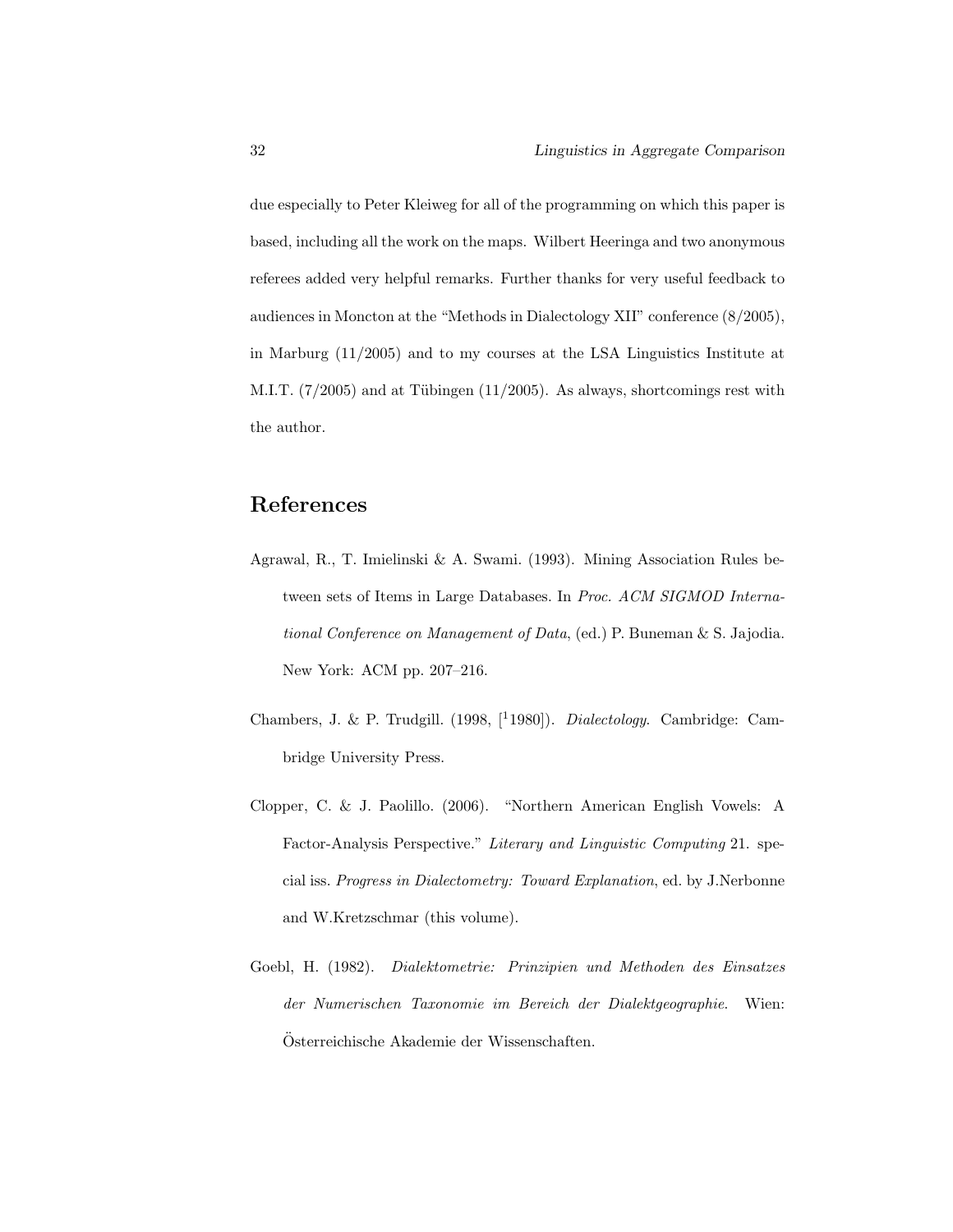due especially to Peter Kleiweg for all of the programming on which this paper is based, including all the work on the maps. Wilbert Heeringa and two anonymous referees added very helpful remarks. Further thanks for very useful feedback to audiences in Moncton at the "Methods in Dialectology XII" conference (8/2005), in Marburg (11/2005) and to my courses at the LSA Linguistics Institute at M.I.T. (7/2005) and at Tübingen (11/2005). As always, shortcomings rest with the author.

## References

Agrawal, R., T. Imielinski & A. Swami. (1993). Mining Association Rules between sets of Items in Large Databases. In *Proc. ACM SIGMOD International Conference on Management of Data*, (ed.) P. Buneman & S. Jajodia. New York: ACM pp. 207–216.

Chambers, J. & P. Trudgill. (1998, [[1]1980]). *Dialectology*. Cambridge: Cambridge University Press.

Clopper, C. & J. Paolillo. (2006). "Northern American English Vowels: A Factor-Analysis Perspective." *Literary and Linguistic Computing* 21. special iss. *Progress in Dialectometry: Toward Explanation*, ed. by J.Nerbonne and W.Kretzschmar (this volume).

Goebl, H. (1982). *Dialektometrie: Prinzipien und Methoden des Einsatzes der Numerischen Taxonomie im Bereich der Dialektgeographie*. Wien: Österreichische Akademie der Wissenschaften.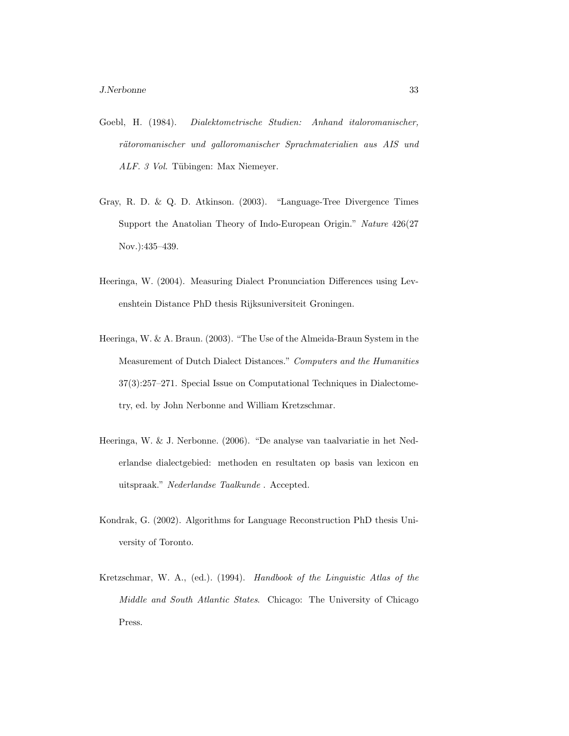Goebl, H. (1984). *Dialektometrische Studien: Anhand italoromanischer, rätoromanischer und galloromanischer Sprachmaterialien aus AIS und ALF. 3 Vol.* Tübingen: Max Niemeyer.

Gray, R. D. & Q. D. Atkinson. (2003). "Language-Tree Divergence Times Support the Anatolian Theory of Indo-European Origin." *Nature* 426(27 Nov.):435–439.

Heeringa, W. (2004). Measuring Dialect Pronunciation Differences using Levenshtein Distance PhD thesis Rijksuniversiteit Groningen.

Heeringa, W. & A. Braun. (2003). "The Use of the Almeida-Braun System in the Measurement of Dutch Dialect Distances." *Computers and the Humanities* 37(3):257–271. Special Issue on Computational Techniques in Dialectometry, ed. by John Nerbonne and William Kretzschmar.

Heeringa, W. & J. Nerbonne. (2006). "De analyse van taalvariatie in het Nederlandse dialectgebied: methoden en resultaten op basis van lexicon en uitspraak." *Nederlandse Taalkunde* . Accepted.

Kondrak, G. (2002). Algorithms for Language Reconstruction PhD thesis University of Toronto.

Kretzschmar, W. A., (ed.). (1994). *Handbook of the Linguistic Atlas of the Middle and South Atlantic States*. Chicago: The University of Chicago Press.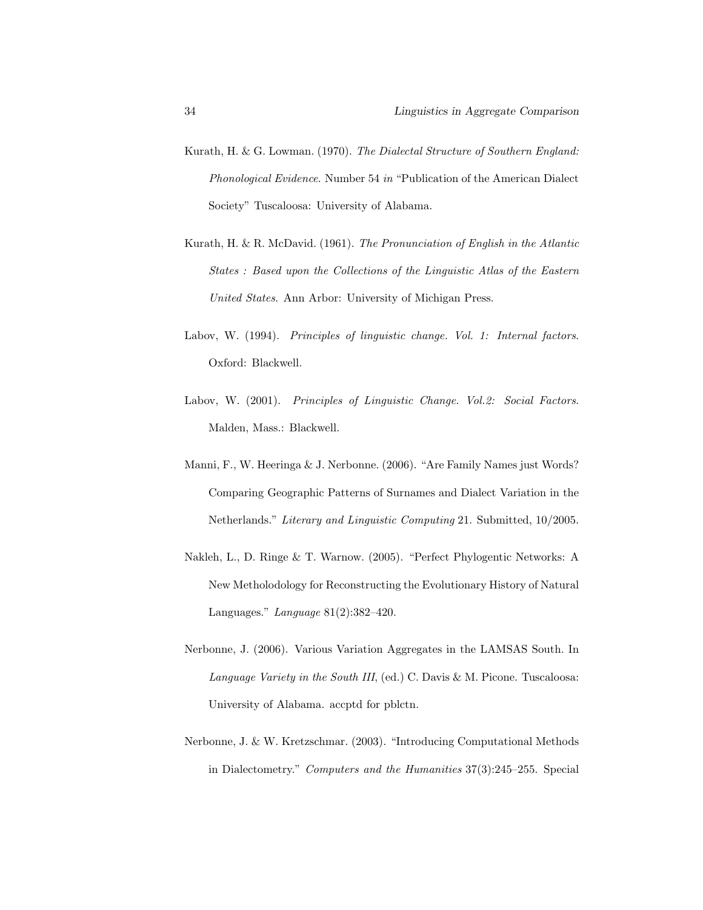Kurath, H. & G. Lowman. (1970). *The Dialectal Structure of Southern England: Phonological Evidence*. Number 54 *in* "Publication of the American Dialect Society" Tuscaloosa: University of Alabama.

Kurath, H. & R. McDavid. (1961). *The Pronunciation of English in the Atlantic States : Based upon the Collections of the Linguistic Atlas of the Eastern United States*. Ann Arbor: University of Michigan Press.

Labov, W. (1994). *Principles of linguistic change. Vol. 1: Internal factors*. Oxford: Blackwell.

Labov, W. (2001). *Principles of Linguistic Change. Vol.2: Social Factors*. Malden, Mass.: Blackwell.

Manni, F., W. Heeringa & J. Nerbonne. (2006). "Are Family Names just Words? Comparing Geographic Patterns of Surnames and Dialect Variation in the Netherlands." *Literary and Linguistic Computing* 21. Submitted, 10/2005.

Nakleh, L., D. Ringe & T. Warnow. (2005). "Perfect Phylogentic Networks: A New Metholodology for Reconstructing the Evolutionary History of Natural Languages." *Language* 81(2):382–420.

Nerbonne, J. (2006). Various Variation Aggregates in the LAMSAS South. In *Language Variety in the South III*, (ed.) C. Davis & M. Picone. Tuscaloosa: University of Alabama. accptd for pblctn.

Nerbonne, J. & W. Kretzschmar. (2003). "Introducing Computational Methods in Dialectometry." *Computers and the Humanities* 37(3):245–255. Special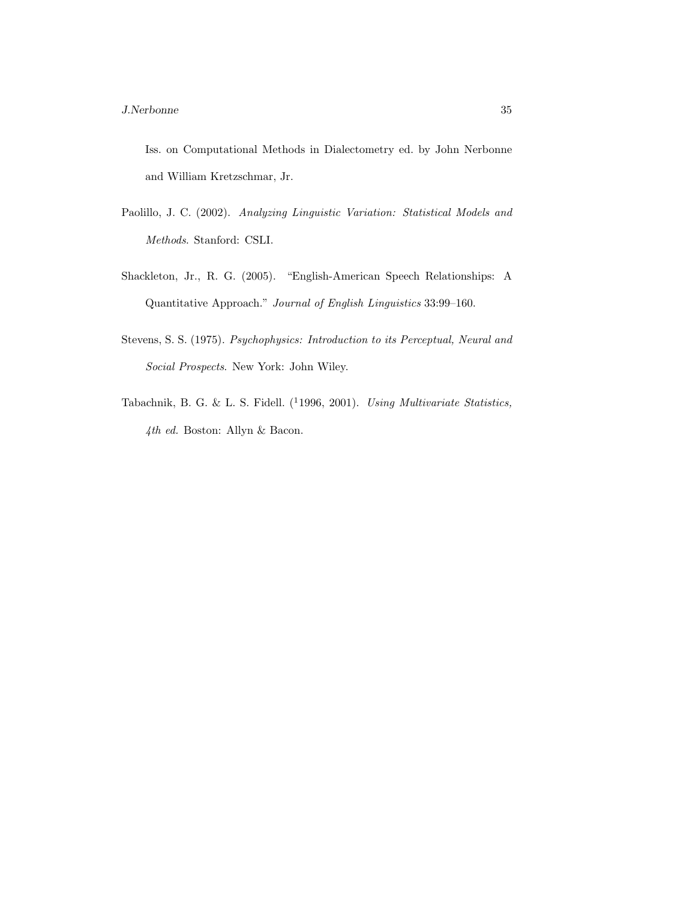Iss. on Computational Methods in Dialectometry ed. by John Nerbonne and William Kretzschmar, Jr.

Paolillo, J. C. (2002). *Analyzing Linguistic Variation: Statistical Models and Methods*. Stanford: CSLI.

Shackleton, Jr., R. G. (2005). "English-American Speech Relationships: A Quantitative Approach." *Journal of English Linguistics* 33:99–160.

Stevens, S. S. (1975). *Psychophysics: Introduction to its Perceptual, Neural and Social Prospects*. New York: John Wiley.

Tabachnik, B. G. & L. S. Fidell. ([1]1996, 2001). *Using Multivariate Statistics, 4th ed.* Boston: Allyn & Bacon.